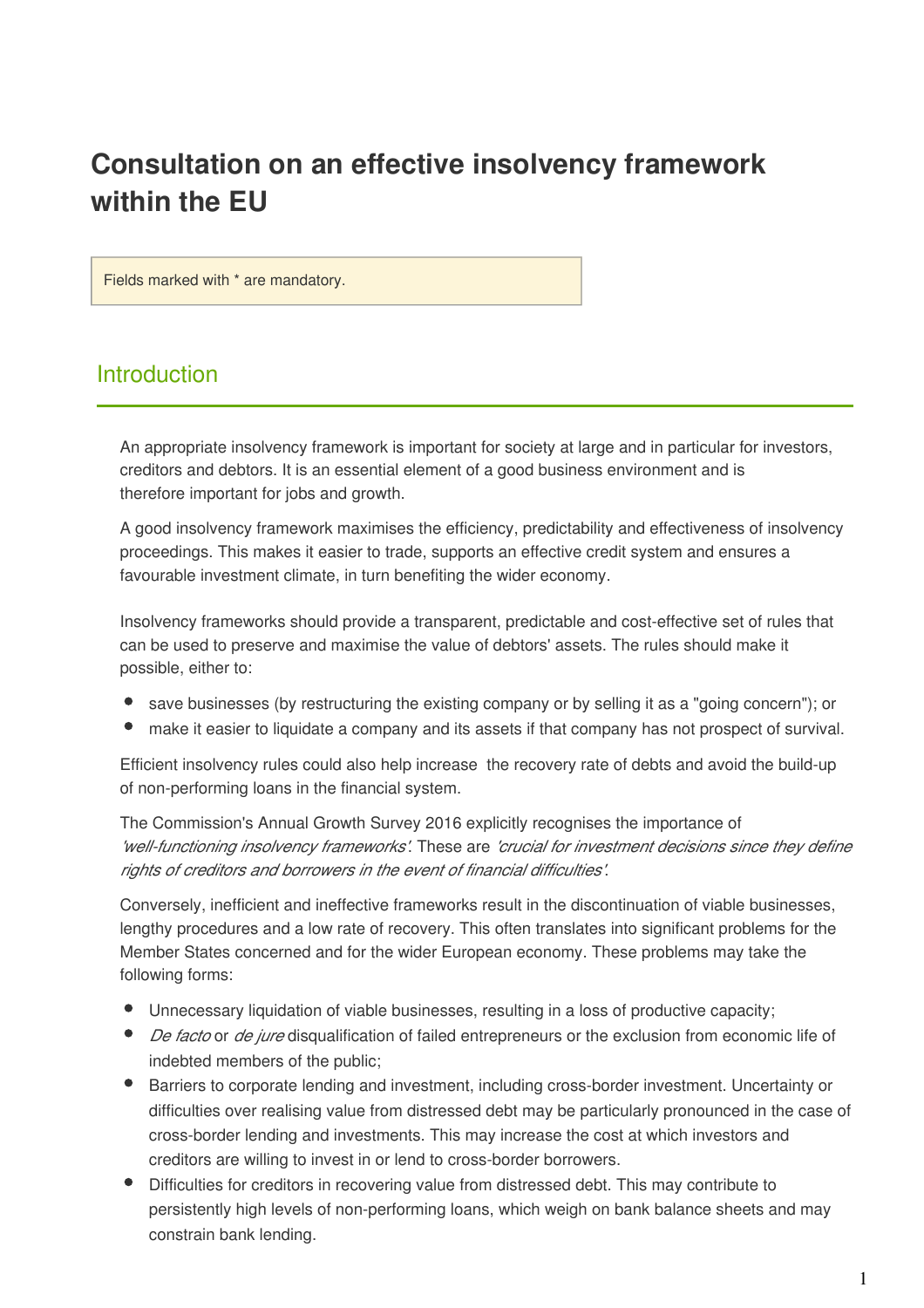# Consultation on an effective insolvency framework within the EU

Fields marked with * are mandatory.

## Introduction

An appropriate insolvency framework is important for society at large and in particular for investors, creditors and debtors. It is an essential element of a good business environment and is therefore important for jobs and growth.

A good insolvency framework maximises the efficiency, predictability and effectiveness of insolvency proceedings. This makes it easier to trade, supports an effective credit system and ensures a favourable investment climate, in turn benefiting the wider economy.

Insolvency frameworks should provide a transparent, predictable and cost-effective set of rules that can be used to preserve and maximise the value of debtors' assets. The rules should make it possible, either to:

- save businesses (by restructuring the existing company or by selling it as a "going concern"); or
- make it easier to liquidate a company and its assets if that company has not prospect of survival.

Efficient insolvency rules could also help increase the recovery rate of debts and avoid the build-up of non-performing loans in the financial system.

The Commission's Annual Growth Survey 2016 explicitly recognises the importance of *'well-functioning insolvency frameworks'*. These are *'crucial for investment decisions since they define rights of creditors and borrowers in the event of financial difficulties'*.

Conversely, inefficient and ineffective frameworks result in the discontinuation of viable businesses, lengthy procedures and a low rate of recovery. This often translates into significant problems for the Member States concerned and for the wider European economy. These problems may take the following forms:

- Unnecessary liquidation of viable businesses, resulting in a loss of productive capacity;
- *De facto* or *de jure* disqualification of failed entrepreneurs or the exclusion from economic life of indebted members of the public;
- Barriers to corporate lending and investment, including cross-border investment. Uncertainty or difficulties over realising value from distressed debt may be particularly pronounced in the case of cross-border lending and investments. This may increase the cost at which investors and creditors are willing to invest in or lend to cross-border borrowers.
- Difficulties for creditors in recovering value from distressed debt. This may contribute to persistently high levels of non-performing loans, which weigh on bank balance sheets and may constrain bank lending.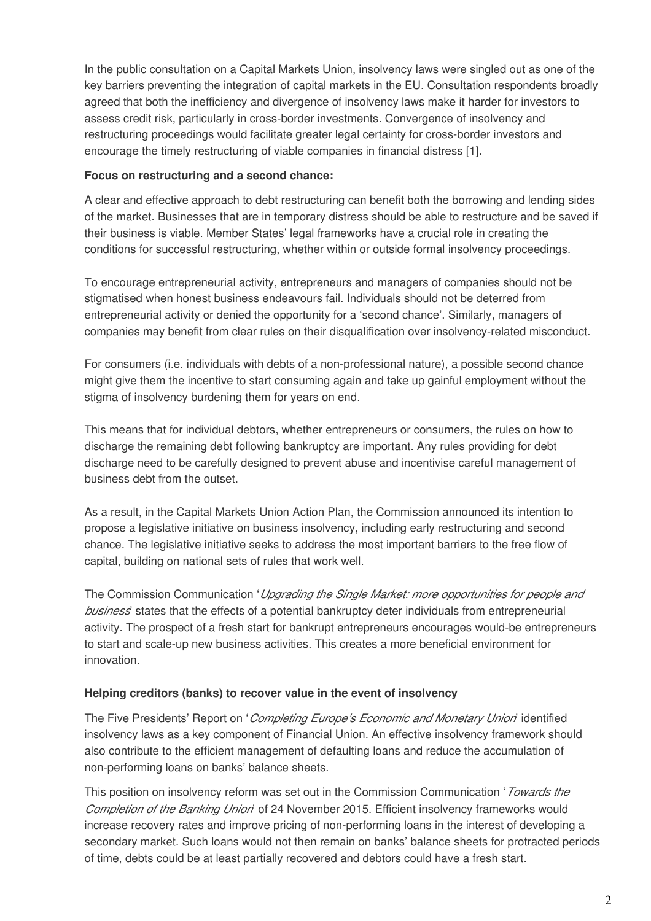In the public consultation on a Capital Markets Union, insolvency laws were singled out as one of the key barriers preventing the integration of capital markets in the EU. Consultation respondents broadly agreed that both the inefficiency and divergence of insolvency laws make it harder for investors to assess credit risk, particularly in cross-border investments. Convergence of insolvency and restructuring proceedings would facilitate greater legal certainty for cross-border investors and encourage the timely restructuring of viable companies in financial distress [1].

**Focus on restructuring and a second chance:**

A clear and effective approach to debt restructuring can benefit both the borrowing and lending sides of the market. Businesses that are in temporary distress should be able to restructure and be saved if their business is viable. Member States' legal frameworks have a crucial role in creating the conditions for successful restructuring, whether within or outside formal insolvency proceedings.

To encourage entrepreneurial activity, entrepreneurs and managers of companies should not be stigmatised when honest business endeavours fail. Individuals should not be deterred from entrepreneurial activity or denied the opportunity for a 'second chance'. Similarly, managers of companies may benefit from clear rules on their disqualification over insolvency-related misconduct.

For consumers (i.e. individuals with debts of a non-professional nature), a possible second chance might give them the incentive to start consuming again and take up gainful employment without the stigma of insolvency burdening them for years on end.

This means that for individual debtors, whether entrepreneurs or consumers, the rules on how to discharge the remaining debt following bankruptcy are important. Any rules providing for debt discharge need to be carefully designed to prevent abuse and incentivise careful management of business debt from the outset.

As a result, in the Capital Markets Union Action Plan, the Commission announced its intention to propose a legislative initiative on business insolvency, including early restructuring and second chance. The legislative initiative seeks to address the most important barriers to the free flow of capital, building on national sets of rules that work well.

The Commission Communication '*Upgrading the Single Market: more opportunities for people and business*' states that the effects of a potential bankruptcy deter individuals from entrepreneurial activity. The prospect of a fresh start for bankrupt entrepreneurs encourages would-be entrepreneurs to start and scale-up new business activities. This creates a more beneficial environment for innovation.

**Helping creditors (banks) to recover value in the event of insolvency**

The Five Presidents' Report on '*Completing Europe's Economic and Monetary Union*' identified insolvency laws as a key component of Financial Union. An effective insolvency framework should also contribute to the efficient management of defaulting loans and reduce the accumulation of non-performing loans on banks' balance sheets.

This position on insolvency reform was set out in the Commission Communication '*Towards the Completion of the Banking Union*' of 24 November 2015. Efficient insolvency frameworks would increase recovery rates and improve pricing of non-performing loans in the interest of developing a secondary market. Such loans would not then remain on banks' balance sheets for protracted periods of time, debts could be at least partially recovered and debtors could have a fresh start.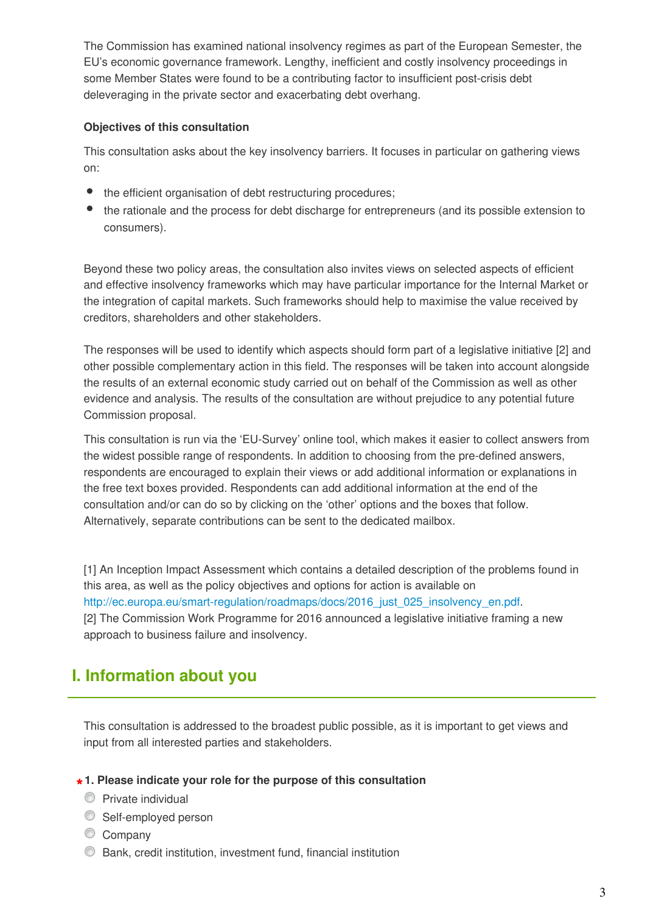The Commission has examined national insolvency regimes as part of the European Semester, the EU's economic governance framework. Lengthy, inefficient and costly insolvency proceedings in some Member States were found to be a contributing factor to insufficient post-crisis debt deleveraging in the private sector and exacerbating debt overhang.

**Objectives of this consultation**

This consultation asks about the key insolvency barriers. It focuses in particular on gathering views on:

- the efficient organisation of debt restructuring procedures;
- the rationale and the process for debt discharge for entrepreneurs (and its possible extension to consumers).

Beyond these two policy areas, the consultation also invites views on selected aspects of efficient and effective insolvency frameworks which may have particular importance for the Internal Market or the integration of capital markets. Such frameworks should help to maximise the value received by creditors, shareholders and other stakeholders.

The responses will be used to identify which aspects should form part of a legislative initiative [2] and other possible complementary action in this field. The responses will be taken into account alongside the results of an external economic study carried out on behalf of the Commission as well as other evidence and analysis. The results of the consultation are without prejudice to any potential future Commission proposal.

This consultation is run via the 'EU-Survey' online tool, which makes it easier to collect answers from the widest possible range of respondents. In addition to choosing from the pre-defined answers, respondents are encouraged to explain their views or add additional information or explanations in the free text boxes provided. Respondents can add additional information at the end of the consultation and/or can do so by clicking on the 'other' options and the boxes that follow. Alternatively, separate contributions can be sent to the dedicated mailbox.

[1] An Inception Impact Assessment which contains a detailed description of the problems found in this area, as well as the policy objectives and options for action is available on http://ec.europa.eu/smart-regulation/roadmaps/docs/2016_just_025_insolvency_en.pdf.
[2] The Commission Work Programme for 2016 announced a legislative initiative framing a new approach to business failure and insolvency.

## I. Information about you

This consultation is addressed to the broadest public possible, as it is important to get views and input from all interested parties and stakeholders.

**\* 1. Please indicate your role for the purpose of this consultation**

- Private individual
- Self-employed person
- Company
- Bank, credit institution, investment fund, financial institution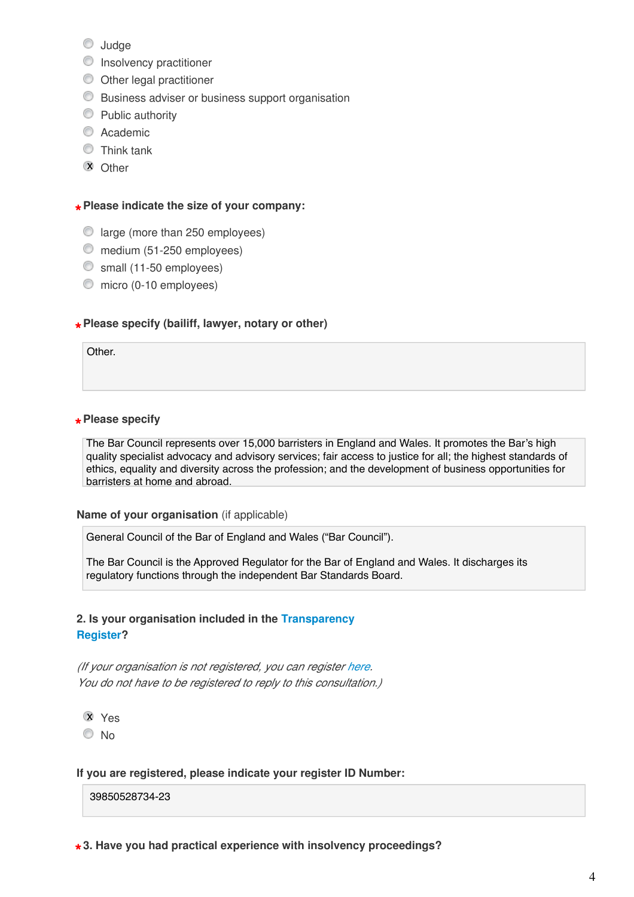- ○ Judge
- ○ Insolvency practitioner
- ○ Other legal practitioner
- ○ Business adviser or business support organisation
- ○ Public authority
- ○ Academic
- ○ Think tank
- ☒ Other

**\* Please indicate the size of your company:**

- ○ large (more than 250 employees)
- ○ medium (51-250 employees)
- ○ small (11-50 employees)
- ○ micro (0-10 employees)

**\* Please specify (bailiff, lawyer, notary or other)**

Other.

**\* Please specify**

The Bar Council represents over 15,000 barristers in England and Wales. It promotes the Bar's high quality specialist advocacy and advisory services; fair access to justice for all; the highest standards of ethics, equality and diversity across the profession; and the development of business opportunities for barristers at home and abroad.

**Name of your organisation** (if applicable)

General Council of the Bar of England and Wales ("Bar Council").

The Bar Council is the Approved Regulator for the Bar of England and Wales. It discharges its regulatory functions through the independent Bar Standards Board.

**2. Is your organisation included in the Transparency Register?**

*(If your organisation is not registered, you can register here.*
*You do not have to be registered to reply to this consultation.)*

- ☒ Yes
- ○ No

**If you are registered, please indicate your register ID Number:**

39850528734-23

**\* 3. Have you had practical experience with insolvency proceedings?**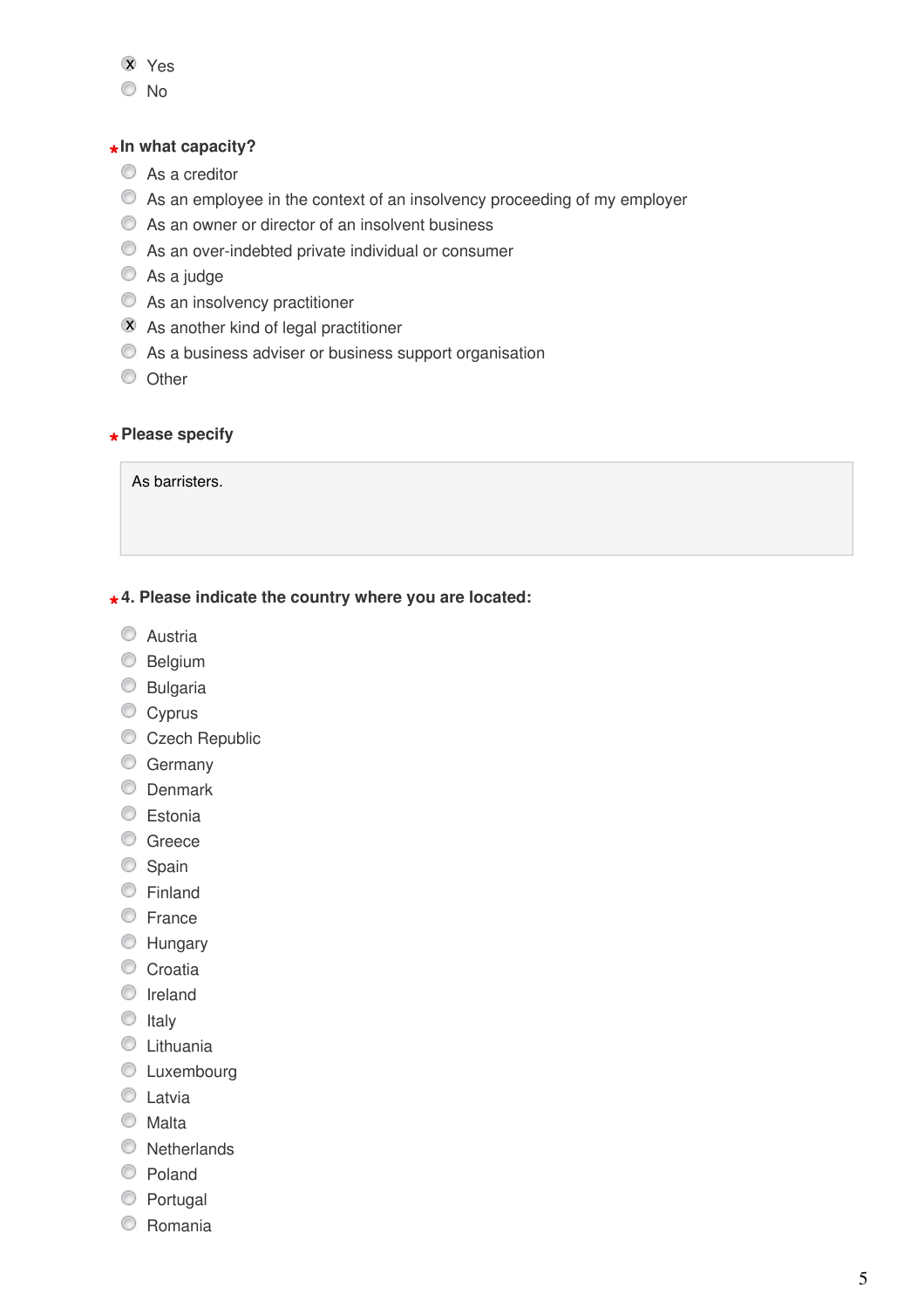- [x] Yes
- [ ] No

**\*In what capacity?**

- [ ] As a creditor
- [ ] As an employee in the context of an insolvency proceeding of my employer
- [ ] As an owner or director of an insolvent business
- [ ] As an over-indebted private individual or consumer
- [ ] As a judge
- [ ] As an insolvency practitioner
- [x] As another kind of legal practitioner
- [ ] As a business adviser or business support organisation
- [ ] Other

**\*Please specify**

As barristers.

**\*4. Please indicate the country where you are located:**

- [ ] Austria
- [ ] Belgium
- [ ] Bulgaria
- [ ] Cyprus
- [ ] Czech Republic
- [ ] Germany
- [ ] Denmark
- [ ] Estonia
- [ ] Greece
- [ ] Spain
- [ ] Finland
- [ ] France
- [ ] Hungary
- [ ] Croatia
- [ ] Ireland
- [ ] Italy
- [ ] Lithuania
- [ ] Luxembourg
- [ ] Latvia
- [ ] Malta
- [ ] Netherlands
- [ ] Poland
- [ ] Portugal
- [ ] Romania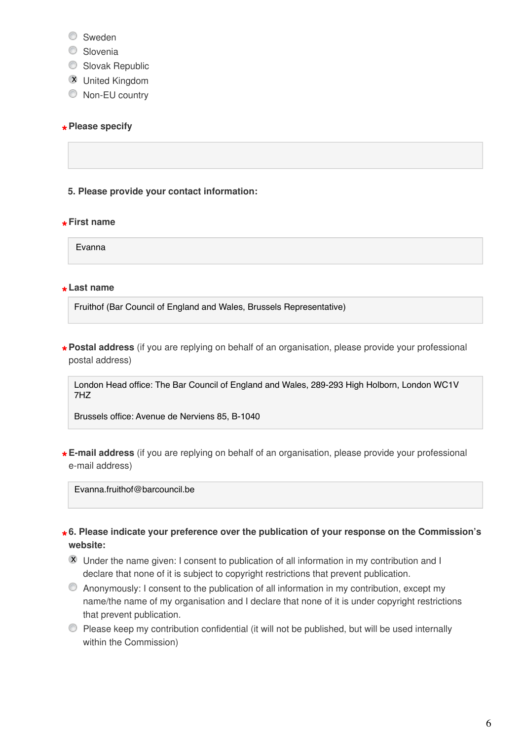- ( ) Sweden
- ( ) Slovenia
- ( ) Slovak Republic
- (X) United Kingdom
- ( ) Non-EU country

*Please specify

5. Please provide your contact information:

*First name

Evanna

*Last name

Fruithof (Bar Council of England and Wales, Brussels Representative)

***Postal address** (if you are replying on behalf of an organisation, please provide your professional postal address)

London Head office: The Bar Council of England and Wales, 289-293 High Holborn, London WC1V 7HZ

Brussels office: Avenue de Nerviens 85, B-1040

***E-mail address** (if you are replying on behalf of an organisation, please provide your professional e-mail address)

Evanna.fruithof@barcouncil.be

***6. Please indicate your preference over the publication of your response on the Commission's website:**

- (X) Under the name given: I consent to publication of all information in my contribution and I declare that none of it is subject to copyright restrictions that prevent publication.
- ( ) Anonymously: I consent to the publication of all information in my contribution, except my name/the name of my organisation and I declare that none of it is under copyright restrictions that prevent publication.
- ( ) Please keep my contribution confidential (it will not be published, but will be used internally within the Commission)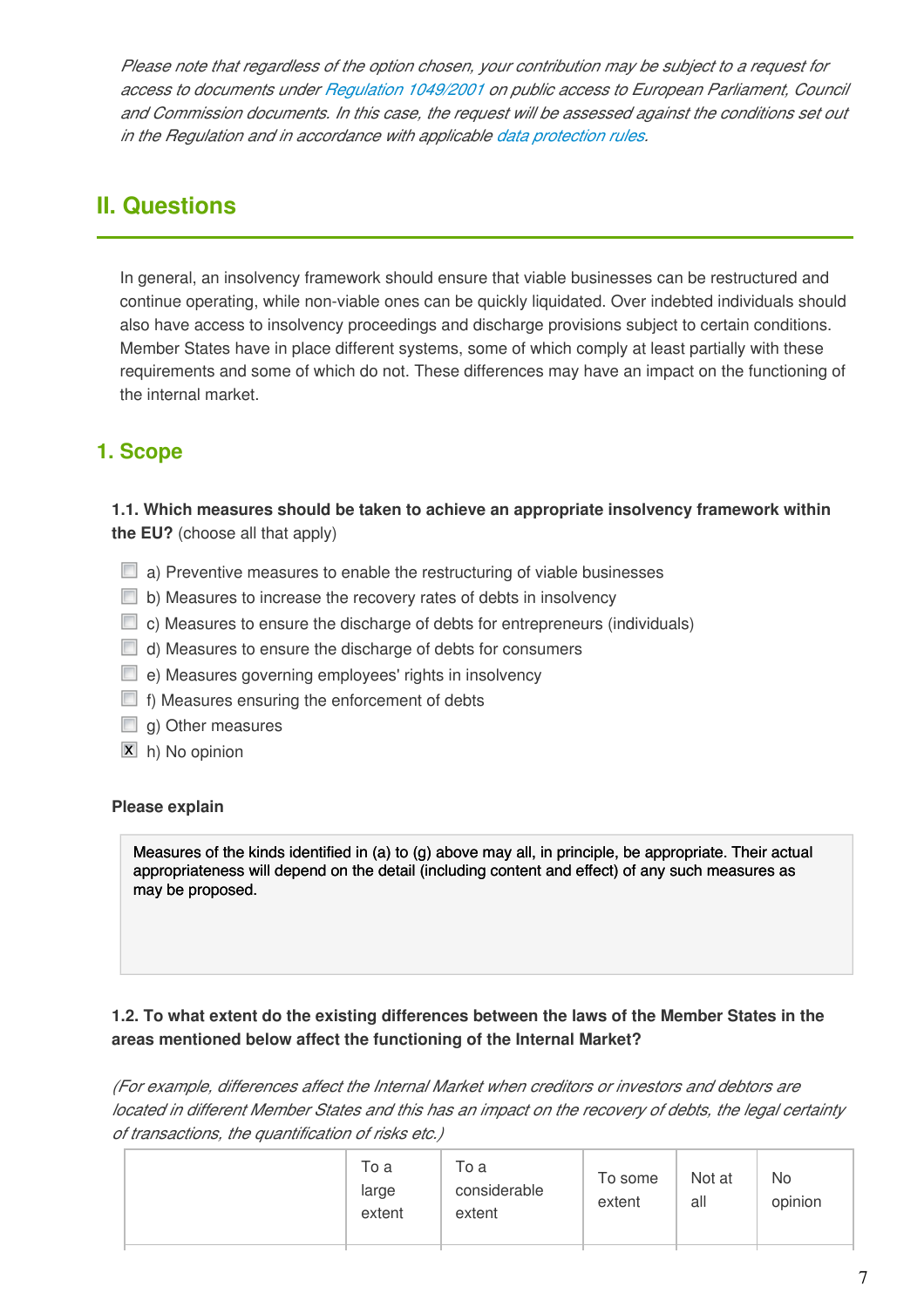*Please note that regardless of the option chosen, your contribution may be subject to a request for access to documents under Regulation 1049/2001 on public access to European Parliament, Council and Commission documents. In this case, the request will be assessed against the conditions set out in the Regulation and in accordance with applicable data protection rules.*

## II. Questions

In general, an insolvency framework should ensure that viable businesses can be restructured and continue operating, while non-viable ones can be quickly liquidated. Over indebted individuals should also have access to insolvency proceedings and discharge provisions subject to certain conditions. Member States have in place different systems, some of which comply at least partially with these requirements and some of which do not. These differences may have an impact on the functioning of the internal market.

### 1. Scope

**1.1. Which measures should be taken to achieve an appropriate insolvency framework within the EU?** (choose all that apply)

- [ ] a) Preventive measures to enable the restructuring of viable businesses
- [ ] b) Measures to increase the recovery rates of debts in insolvency
- [ ] c) Measures to ensure the discharge of debts for entrepreneurs (individuals)
- [ ] d) Measures to ensure the discharge of debts for consumers
- [ ] e) Measures governing employees' rights in insolvency
- [ ] f) Measures ensuring the enforcement of debts
- [ ] g) Other measures
- [x] h) No opinion

**Please explain**

Measures of the kinds identified in (a) to (g) above may all, in principle, be appropriate. Their actual appropriateness will depend on the detail (including content and effect) of any such measures as may be proposed.

**1.2. To what extent do the existing differences between the laws of the Member States in the areas mentioned below affect the functioning of the Internal Market?**

*(For example, differences affect the Internal Market when creditors or investors and debtors are located in different Member States and this has an impact on the recovery of debts, the legal certainty of transactions, the quantification of risks etc.)*

| | To a large extent | To a considerable extent | To some extent | Not at all | No opinion |
|---|---|---|---|---|---|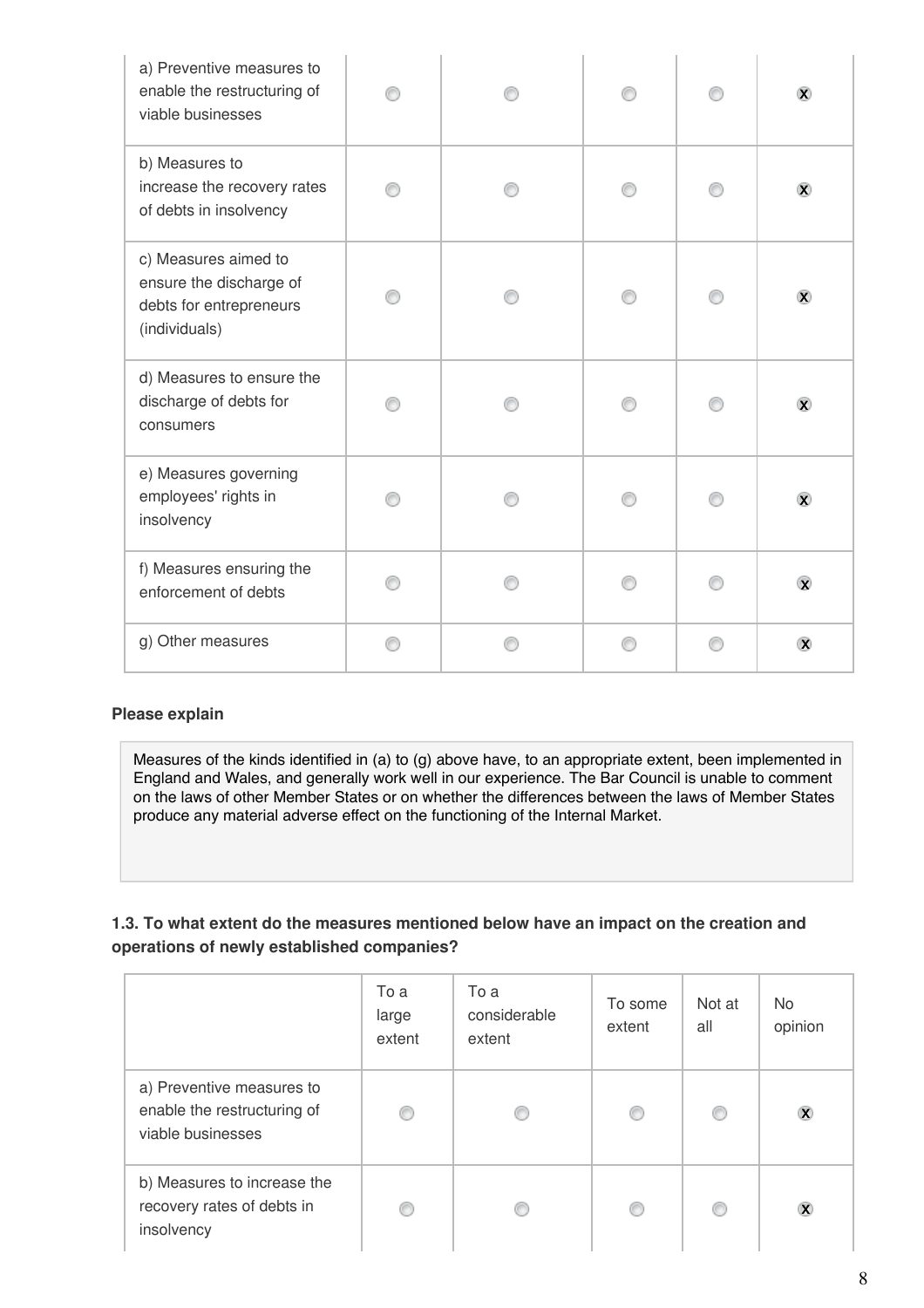| | To a large extent | To a considerable extent | To some extent | Not at all | No opinion |
|---|---|---|---|---|---|
| a) Preventive measures to enable the restructuring of viable businesses | | | | | X |
| b) Measures to increase the recovery rates of debts in insolvency | | | | | X |
| c) Measures aimed to ensure the discharge of debts for entrepreneurs (individuals) | | | | | X |
| d) Measures to ensure the discharge of debts for consumers | | | | | X |
| e) Measures governing employees' rights in insolvency | | | | | X |
| f) Measures ensuring the enforcement of debts | | | | | X |
| g) Other measures | | | | | X |

**Please explain**

Measures of the kinds identified in (a) to (g) above have, to an appropriate extent, been implemented in England and Wales, and generally work well in our experience. The Bar Council is unable to comment on the laws of other Member States or on whether the differences between the laws of Member States produce any material adverse effect on the functioning of the Internal Market.

**1.3. To what extent do the measures mentioned below have an impact on the creation and operations of newly established companies?**

| | To a large extent | To a considerable extent | To some extent | Not at all | No opinion |
|---|---|---|---|---|---|
| a) Preventive measures to enable the restructuring of viable businesses | | | | | X |
| b) Measures to increase the recovery rates of debts in insolvency | | | | | X |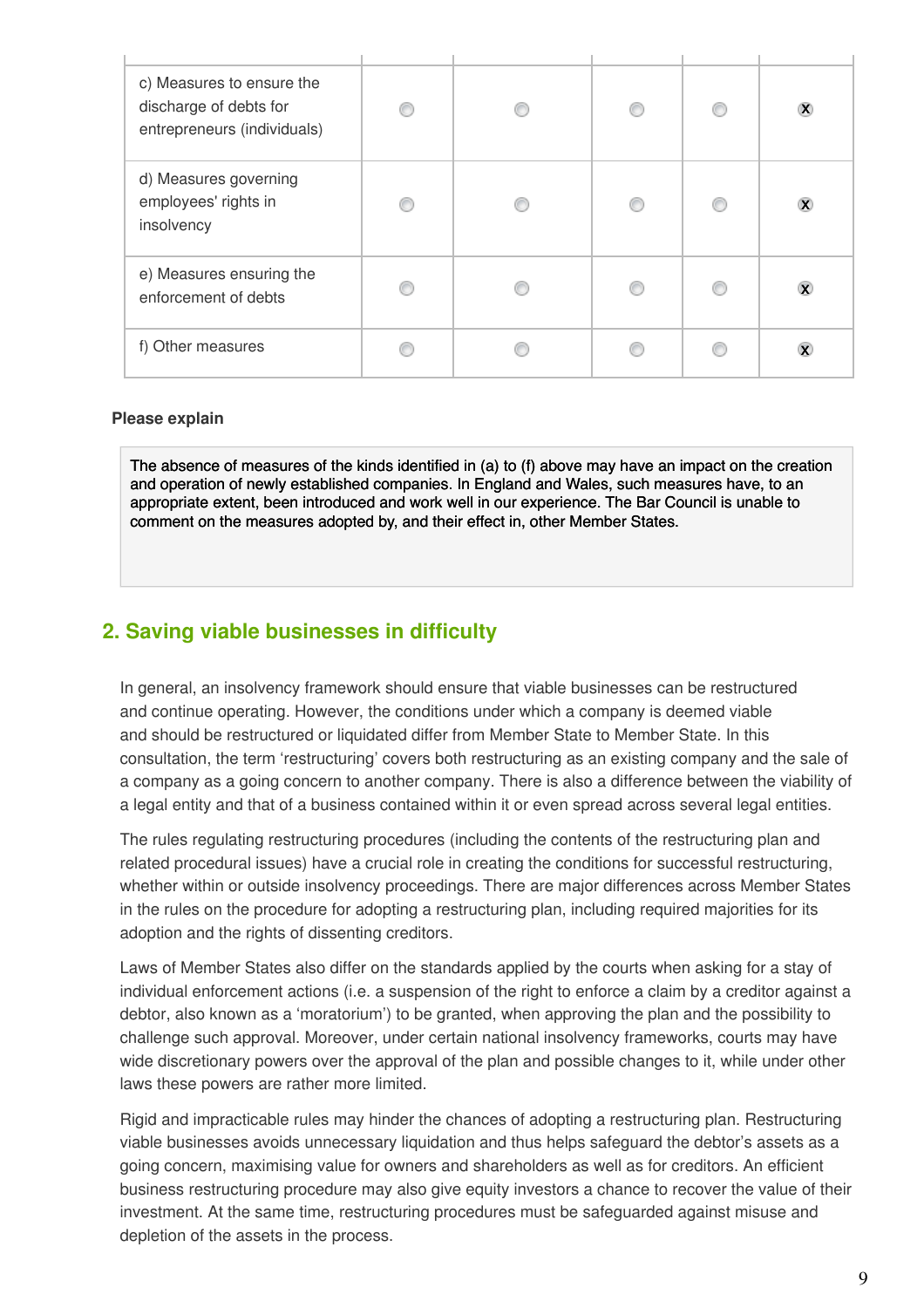| | | | | | |
|---|---|---|---|---|---|
| c) Measures to ensure the discharge of debts for entrepreneurs (individuals) | ○ | ○ | ○ | ○ | X |
| d) Measures governing employees' rights in insolvency | ○ | ○ | ○ | ○ | X |
| e) Measures ensuring the enforcement of debts | ○ | ○ | ○ | ○ | X |
| f) Other measures | ○ | ○ | ○ | ○ | X |

**Please explain**

The absence of measures of the kinds identified in (a) to (f) above may have an impact on the creation and operation of newly established companies. In England and Wales, such measures have, to an appropriate extent, been introduced and work well in our experience. The Bar Council is unable to comment on the measures adopted by, and their effect in, other Member States.

## 2. Saving viable businesses in difficulty

In general, an insolvency framework should ensure that viable businesses can be restructured and continue operating. However, the conditions under which a company is deemed viable and should be restructured or liquidated differ from Member State to Member State. In this consultation, the term 'restructuring' covers both restructuring as an existing company and the sale of a company as a going concern to another company. There is also a difference between the viability of a legal entity and that of a business contained within it or even spread across several legal entities.

The rules regulating restructuring procedures (including the contents of the restructuring plan and related procedural issues) have a crucial role in creating the conditions for successful restructuring, whether within or outside insolvency proceedings. There are major differences across Member States in the rules on the procedure for adopting a restructuring plan, including required majorities for its adoption and the rights of dissenting creditors.

Laws of Member States also differ on the standards applied by the courts when asking for a stay of individual enforcement actions (i.e. a suspension of the right to enforce a claim by a creditor against a debtor, also known as a 'moratorium') to be granted, when approving the plan and the possibility to challenge such approval. Moreover, under certain national insolvency frameworks, courts may have wide discretionary powers over the approval of the plan and possible changes to it, while under other laws these powers are rather more limited.

Rigid and impracticable rules may hinder the chances of adopting a restructuring plan. Restructuring viable businesses avoids unnecessary liquidation and thus helps safeguard the debtor's assets as a going concern, maximising value for owners and shareholders as well as for creditors. An efficient business restructuring procedure may also give equity investors a chance to recover the value of their investment. At the same time, restructuring procedures must be safeguarded against misuse and depletion of the assets in the process.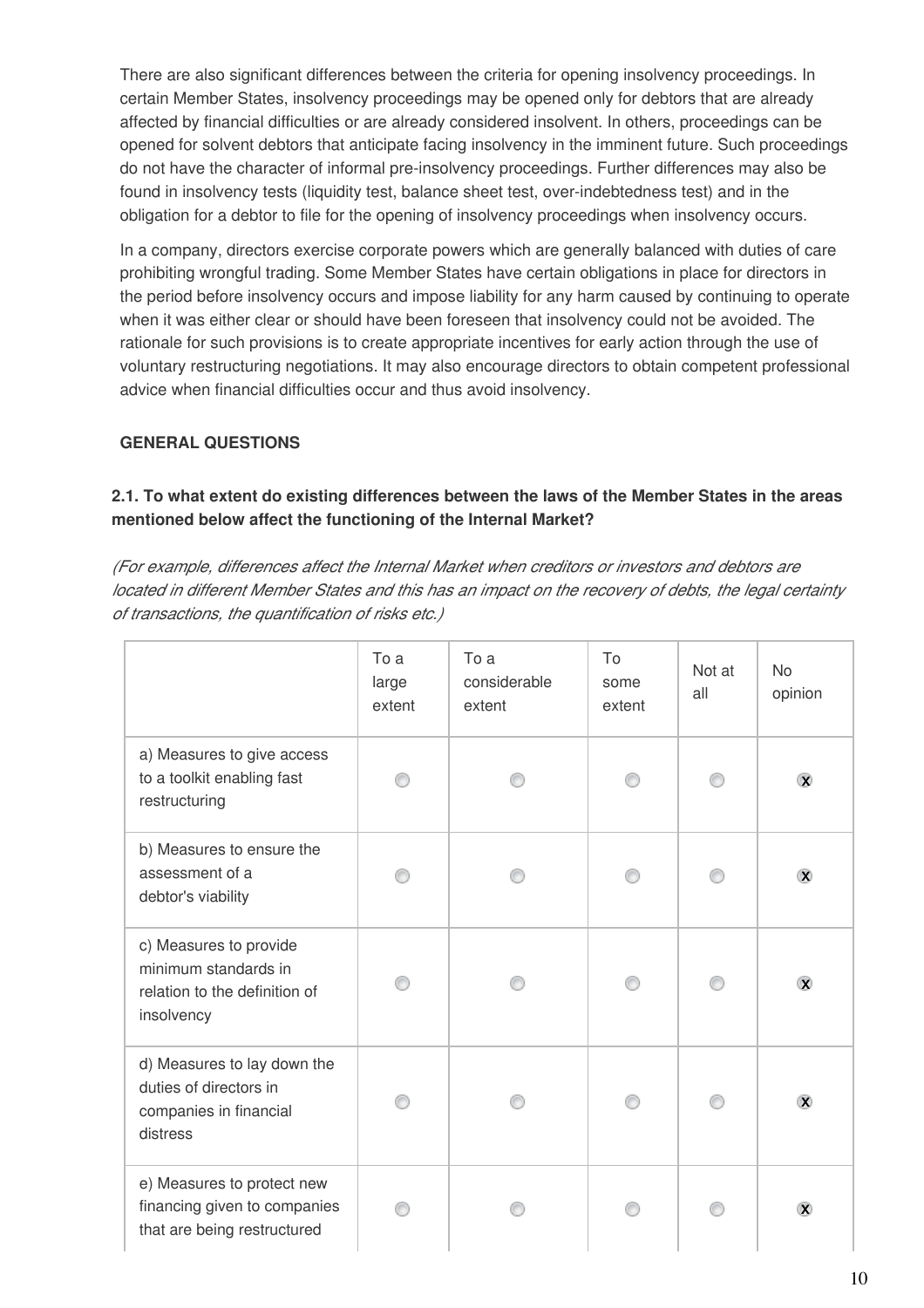There are also significant differences between the criteria for opening insolvency proceedings. In certain Member States, insolvency proceedings may be opened only for debtors that are already affected by financial difficulties or are already considered insolvent. In others, proceedings can be opened for solvent debtors that anticipate facing insolvency in the imminent future. Such proceedings do not have the character of informal pre-insolvency proceedings. Further differences may also be found in insolvency tests (liquidity test, balance sheet test, over-indebtedness test) and in the obligation for a debtor to file for the opening of insolvency proceedings when insolvency occurs.

In a company, directors exercise corporate powers which are generally balanced with duties of care prohibiting wrongful trading. Some Member States have certain obligations in place for directors in the period before insolvency occurs and impose liability for any harm caused by continuing to operate when it was either clear or should have been foreseen that insolvency could not be avoided. The rationale for such provisions is to create appropriate incentives for early action through the use of voluntary restructuring negotiations. It may also encourage directors to obtain competent professional advice when financial difficulties occur and thus avoid insolvency.

**GENERAL QUESTIONS**

**2.1. To what extent do existing differences between the laws of the Member States in the areas mentioned below affect the functioning of the Internal Market?**

*(For example, differences affect the Internal Market when creditors or investors and debtors are located in different Member States and this has an impact on the recovery of debts, the legal certainty of transactions, the quantification of risks etc.)*

| | To a large extent | To a considerable extent | To some extent | Not at all | No opinion |
|---|---|---|---|---|---|
| a) Measures to give access to a toolkit enabling fast restructuring | | | | | X |
| b) Measures to ensure the assessment of a debtor's viability | | | | | X |
| c) Measures to provide minimum standards in relation to the definition of insolvency | | | | | X |
| d) Measures to lay down the duties of directors in companies in financial distress | | | | | X |
| e) Measures to protect new financing given to companies that are being restructured | | | | | X |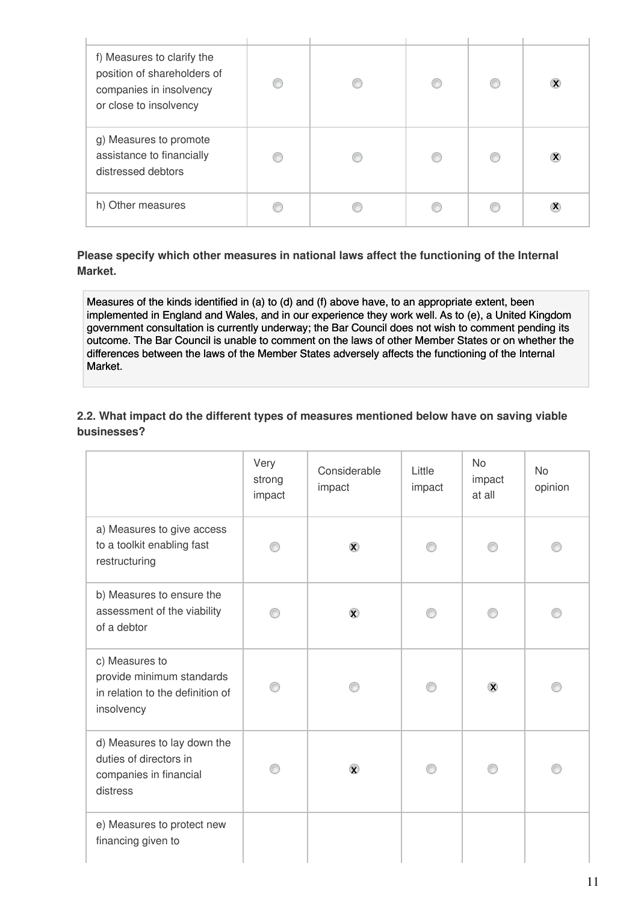| | | | | | |
|---|---|---|---|---|---|
| f) Measures to clarify the position of shareholders of companies in insolvency or close to insolvency | | | | | X |
| g) Measures to promote assistance to financially distressed debtors | | | | | X |
| h) Other measures | | | | | X |

**Please specify which other measures in national laws affect the functioning of the Internal Market.**

Measures of the kinds identified in (a) to (d) and (f) above have, to an appropriate extent, been implemented in England and Wales, and in our experience they work well. As to (e), a United Kingdom government consultation is currently underway; the Bar Council does not wish to comment pending its outcome. The Bar Council is unable to comment on the laws of other Member States or on whether the differences between the laws of the Member States adversely affects the functioning of the Internal Market.

**2.2. What impact do the different types of measures mentioned below have on saving viable businesses?**

| | Very strong impact | Considerable impact | Little impact | No impact at all | No opinion |
|---|---|---|---|---|---|
| a) Measures to give access to a toolkit enabling fast restructuring | | X | | | |
| b) Measures to ensure the assessment of the viability of a debtor | | X | | | |
| c) Measures to provide minimum standards in relation to the definition of insolvency | | | | X | |
| d) Measures to lay down the duties of directors in companies in financial distress | | X | | | |
| e) Measures to protect new financing given to | | | | | |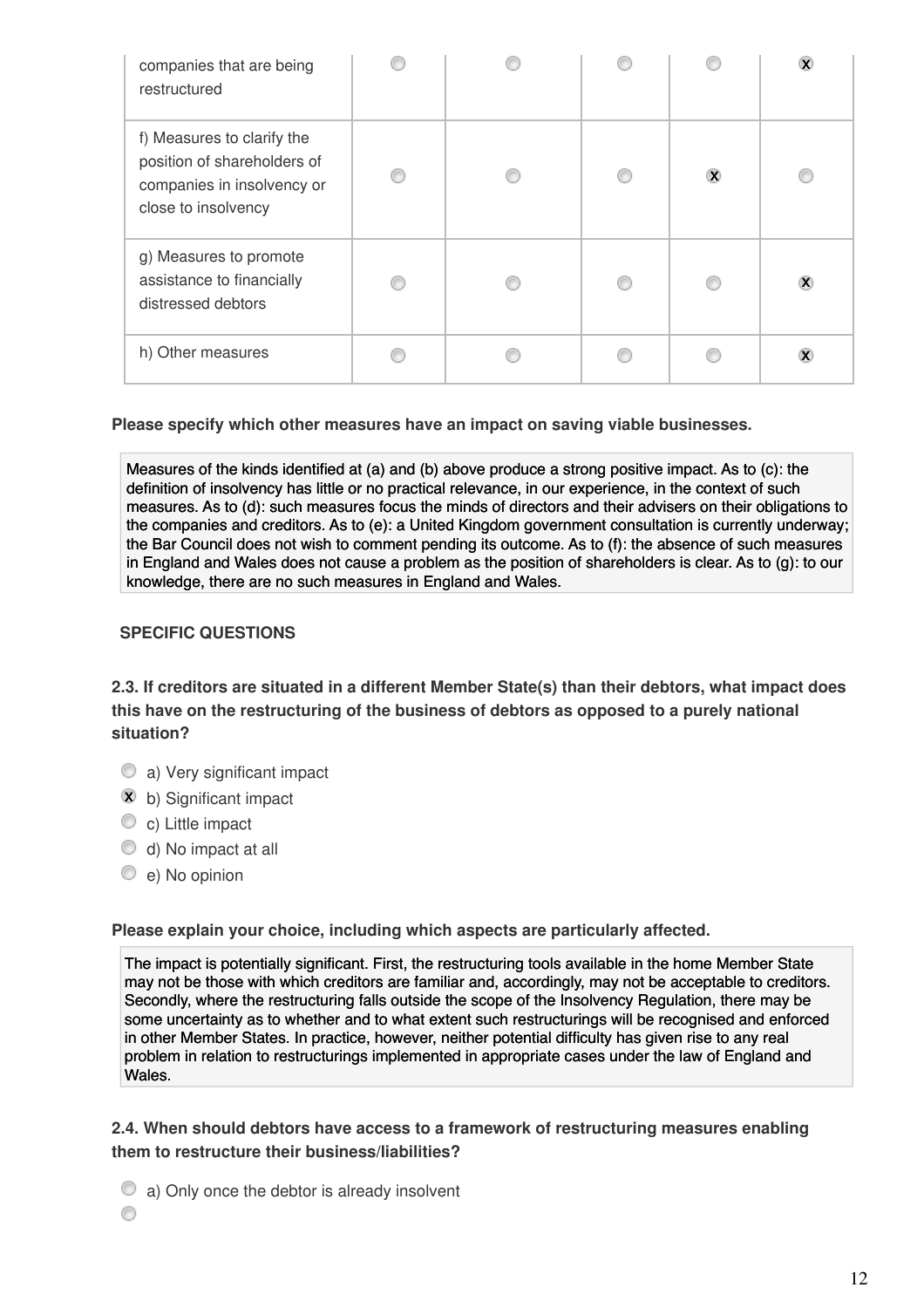| | | | | | |
|---|---|---|---|---|---|
| companies that are being restructured | | | | | X |
| f) Measures to clarify the position of shareholders of companies in insolvency or close to insolvency | | | | X | |
| g) Measures to promote assistance to financially distressed debtors | | | | | X |
| h) Other measures | | | | | X |

**Please specify which other measures have an impact on saving viable businesses.**

Measures of the kinds identified at (a) and (b) above produce a strong positive impact. As to (c): the definition of insolvency has little or no practical relevance, in our experience, in the context of such measures. As to (d): such measures focus the minds of directors and their advisers on their obligations to the companies and creditors. As to (e): a United Kingdom government consultation is currently underway; the Bar Council does not wish to comment pending its outcome. As to (f): the absence of such measures in England and Wales does not cause a problem as the position of shareholders is clear. As to (g): to our knowledge, there are no such measures in England and Wales.

**SPECIFIC QUESTIONS**

**2.3. If creditors are situated in a different Member State(s) than their debtors, what impact does this have on the restructuring of the business of debtors as opposed to a purely national situation?**

- a) Very significant impact
- [X] b) Significant impact
- c) Little impact
- d) No impact at all
- e) No opinion

**Please explain your choice, including which aspects are particularly affected.**

The impact is potentially significant. First, the restructuring tools available in the home Member State may not be those with which creditors are familiar and, accordingly, may not be acceptable to creditors. Secondly, where the restructuring falls outside the scope of the Insolvency Regulation, there may be some uncertainty as to whether and to what extent such restructurings will be recognised and enforced in other Member States. In practice, however, neither potential difficulty has given rise to any real problem in relation to restructurings implemented in appropriate cases under the law of England and Wales.

**2.4. When should debtors have access to a framework of restructuring measures enabling them to restructure their business/liabilities?**

- a) Only once the debtor is already insolvent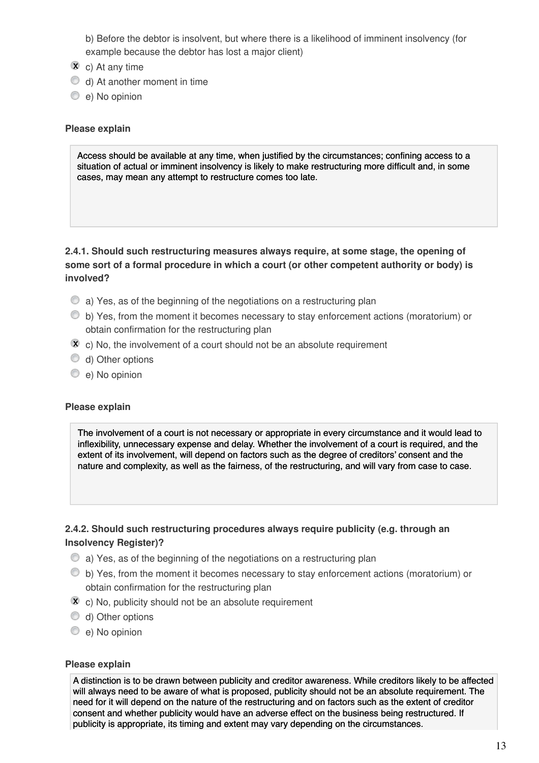b) Before the debtor is insolvent, but where there is a likelihood of imminent insolvency (for example because the debtor has lost a major client)

- [x] c) At any time
- [ ] d) At another moment in time
- [ ] e) No opinion

**Please explain**

Access should be available at any time, when justified by the circumstances; confining access to a situation of actual or imminent insolvency is likely to make restructuring more difficult and, in some cases, may mean any attempt to restructure comes too late.

**2.4.1. Should such restructuring measures always require, at some stage, the opening of some sort of a formal procedure in which a court (or other competent authority or body) is involved?**

- [ ] a) Yes, as of the beginning of the negotiations on a restructuring plan
- [ ] b) Yes, from the moment it becomes necessary to stay enforcement actions (moratorium) or obtain confirmation for the restructuring plan
- [x] c) No, the involvement of a court should not be an absolute requirement
- [ ] d) Other options
- [ ] e) No opinion

**Please explain**

The involvement of a court is not necessary or appropriate in every circumstance and it would lead to inflexibility, unnecessary expense and delay. Whether the involvement of a court is required, and the extent of its involvement, will depend on factors such as the degree of creditors' consent and the nature and complexity, as well as the fairness, of the restructuring, and will vary from case to case.

**2.4.2. Should such restructuring procedures always require publicity (e.g. through an Insolvency Register)?**

- [ ] a) Yes, as of the beginning of the negotiations on a restructuring plan
- [ ] b) Yes, from the moment it becomes necessary to stay enforcement actions (moratorium) or obtain confirmation for the restructuring plan
- [x] c) No, publicity should not be an absolute requirement
- [ ] d) Other options
- [ ] e) No opinion

**Please explain**

A distinction is to be drawn between publicity and creditor awareness. While creditors likely to be affected will always need to be aware of what is proposed, publicity should not be an absolute requirement. The need for it will depend on the nature of the restructuring and on factors such as the extent of creditor consent and whether publicity would have an adverse effect on the business being restructured. If publicity is appropriate, its timing and extent may vary depending on the circumstances.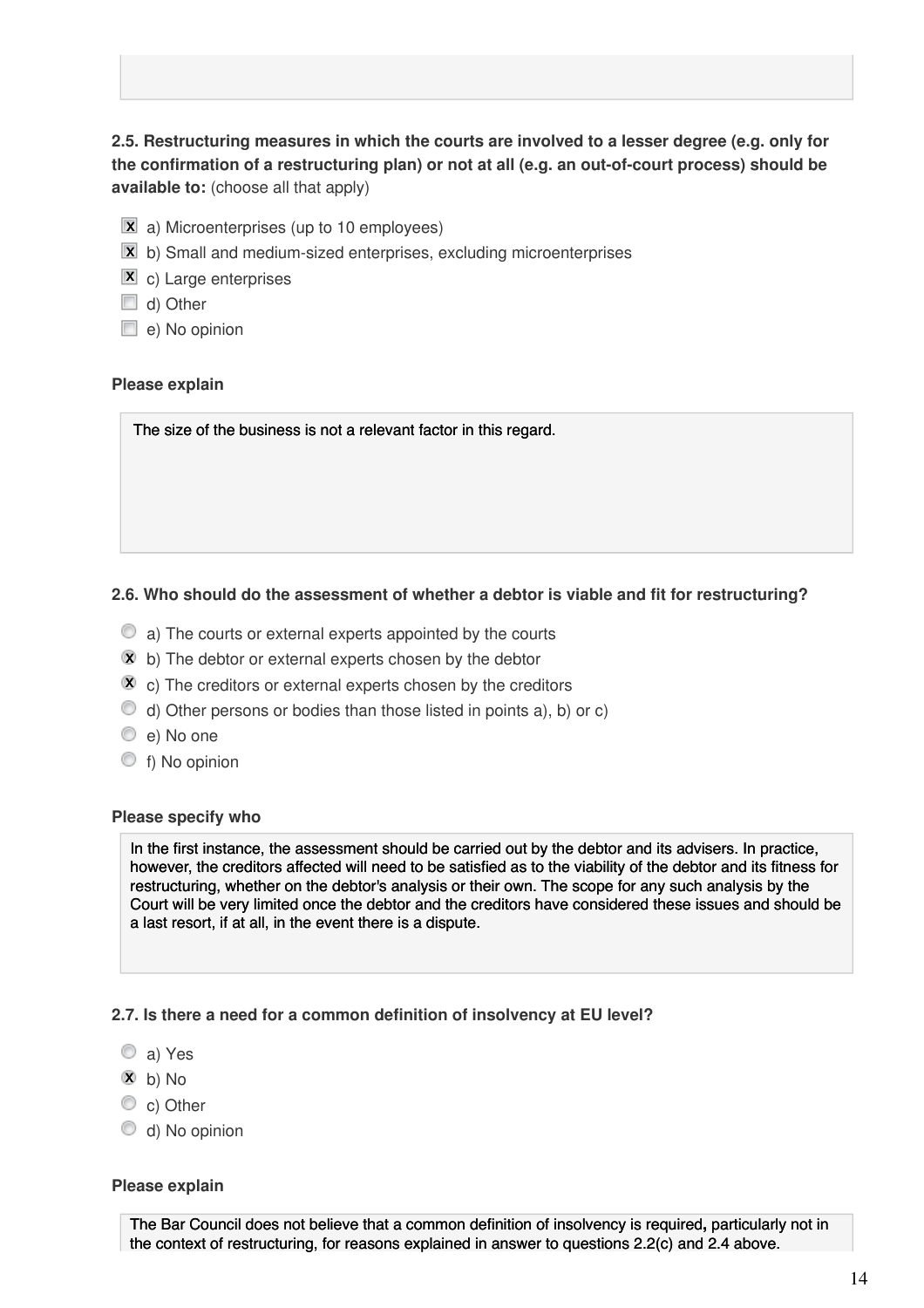**2.5. Restructuring measures in which the courts are involved to a lesser degree (e.g. only for the confirmation of a restructuring plan) or not at all (e.g. an out-of-court process) should be available to:** (choose all that apply)

- [x] a) Microenterprises (up to 10 employees)
- [x] b) Small and medium-sized enterprises, excluding microenterprises
- [x] c) Large enterprises
- [ ] d) Other
- [ ] e) No opinion

**Please explain**

The size of the business is not a relevant factor in this regard.

**2.6. Who should do the assessment of whether a debtor is viable and fit for restructuring?**

- ( ) a) The courts or external experts appointed by the courts
- (x) b) The debtor or external experts chosen by the debtor
- (x) c) The creditors or external experts chosen by the creditors
- ( ) d) Other persons or bodies than those listed in points a), b) or c)
- ( ) e) No one
- ( ) f) No opinion

**Please specify who**

In the first instance, the assessment should be carried out by the debtor and its advisers. In practice, however, the creditors affected will need to be satisfied as to the viability of the debtor and its fitness for restructuring, whether on the debtor's analysis or their own. The scope for any such analysis by the Court will be very limited once the debtor and the creditors have considered these issues and should be a last resort, if at all, in the event there is a dispute.

**2.7. Is there a need for a common definition of insolvency at EU level?**

- ( ) a) Yes
- (x) b) No
- ( ) c) Other
- ( ) d) No opinion

**Please explain**

The Bar Council does not believe that a common definition of insolvency is required**,** particularly not in the context of restructuring, for reasons explained in answer to questions 2.2(c) and 2.4 above.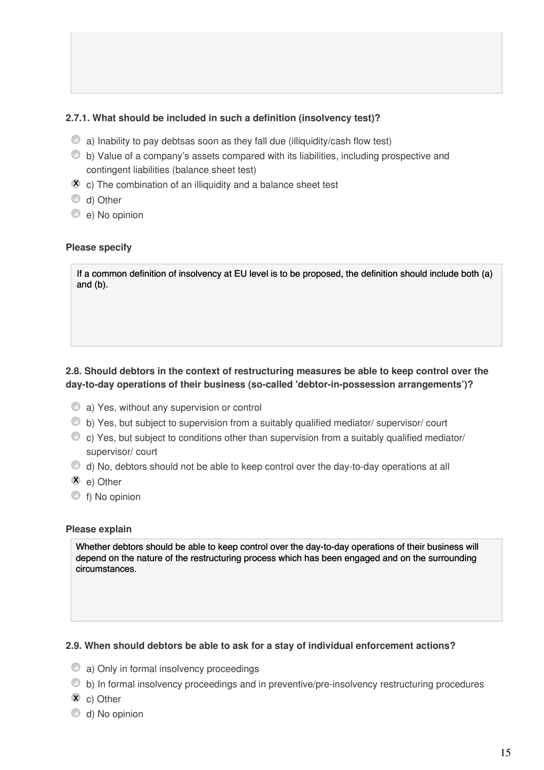**2.7.1. What should be included in such a definition (insolvency test)?**

- ◯ a) Inability to pay debtsas soon as they fall due (illiquidity/cash flow test)
- ◯ b) Value of a company's assets compared with its liabilities, including prospective and contingent liabilities (balance sheet test)
- ☒ c) The combination of an illiquidity and a balance sheet test
- ◯ d) Other
- ◯ e) No opinion

**Please specify**

> If a common definition of insolvency at EU level is to be proposed, the definition should include both (a) and (b).

**2.8. Should debtors in the context of restructuring measures be able to keep control over the day-to-day operations of their business (so-called 'debtor-in-possession arrangements')?**

- ◯ a) Yes, without any supervision or control
- ◯ b) Yes, but subject to supervision from a suitably qualified mediator/ supervisor/ court
- ◯ c) Yes, but subject to conditions other than supervision from a suitably qualified mediator/ supervisor/ court
- ◯ d) No, debtors should not be able to keep control over the day-to-day operations at all
- ☒ e) Other
- ◯ f) No opinion

**Please explain**

> Whether debtors should be able to keep control over the day-to-day operations of their business will depend on the nature of the restructuring process which has been engaged and on the surrounding circumstances.

**2.9. When should debtors be able to ask for a stay of individual enforcement actions?**

- ◯ a) Only in formal insolvency proceedings
- ◯ b) In formal insolvency proceedings and in preventive/pre-insolvency restructuring procedures
- ☒ c) Other
- ◯ d) No opinion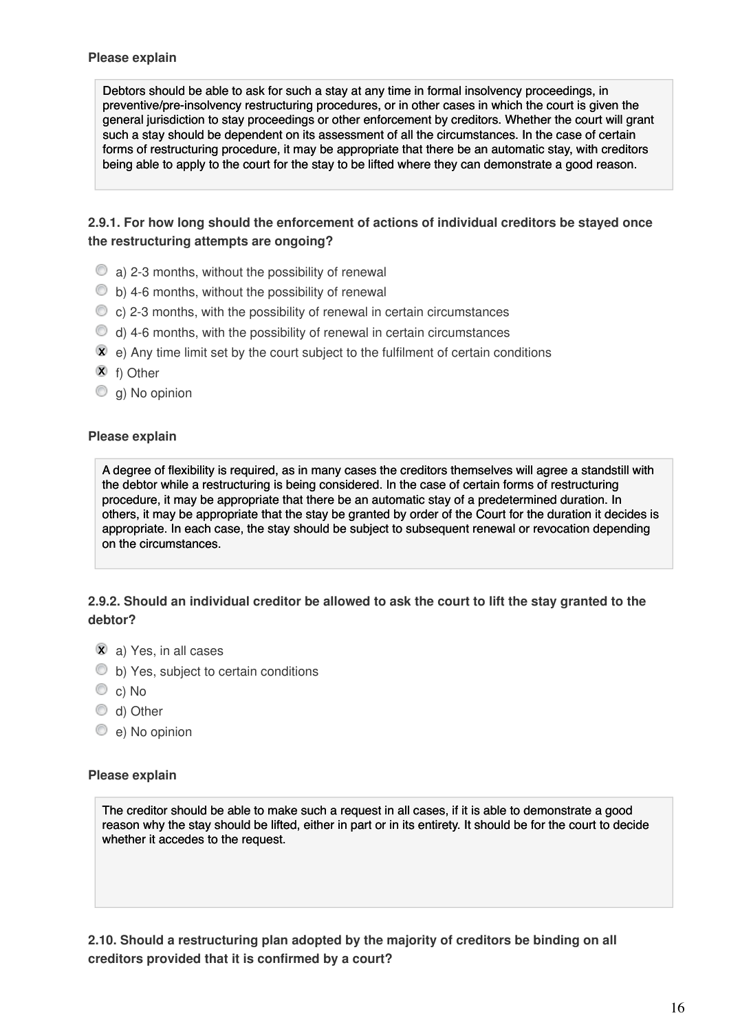**Please explain**

> Debtors should be able to ask for such a stay at any time in formal insolvency proceedings, in preventive/pre-insolvency restructuring procedures, or in other cases in which the court is given the general jurisdiction to stay proceedings or other enforcement by creditors. Whether the court will grant such a stay should be dependent on its assessment of all the circumstances. In the case of certain forms of restructuring procedure, it may be appropriate that there be an automatic stay, with creditors being able to apply to the court for the stay to be lifted where they can demonstrate a good reason.

**2.9.1. For how long should the enforcement of actions of individual creditors be stayed once the restructuring attempts are ongoing?**

- [ ] a) 2-3 months, without the possibility of renewal
- [ ] b) 4-6 months, without the possibility of renewal
- [ ] c) 2-3 months, with the possibility of renewal in certain circumstances
- [ ] d) 4-6 months, with the possibility of renewal in certain circumstances
- [x] e) Any time limit set by the court subject to the fulfilment of certain conditions
- [x] f) Other
- [ ] g) No opinion

**Please explain**

> A degree of flexibility is required, as in many cases the creditors themselves will agree a standstill with the debtor while a restructuring is being considered. In the case of certain forms of restructuring procedure, it may be appropriate that there be an automatic stay of a predetermined duration. In others, it may be appropriate that the stay be granted by order of the Court for the duration it decides is appropriate. In each case, the stay should be subject to subsequent renewal or revocation depending on the circumstances.

**2.9.2. Should an individual creditor be allowed to ask the court to lift the stay granted to the debtor?**

- [x] a) Yes, in all cases
- [ ] b) Yes, subject to certain conditions
- [ ] c) No
- [ ] d) Other
- [ ] e) No opinion

**Please explain**

> The creditor should be able to make such a request in all cases, if it is able to demonstrate a good reason why the stay should be lifted, either in part or in its entirety. It should be for the court to decide whether it accedes to the request.

**2.10. Should a restructuring plan adopted by the majority of creditors be binding on all creditors provided that it is confirmed by a court?**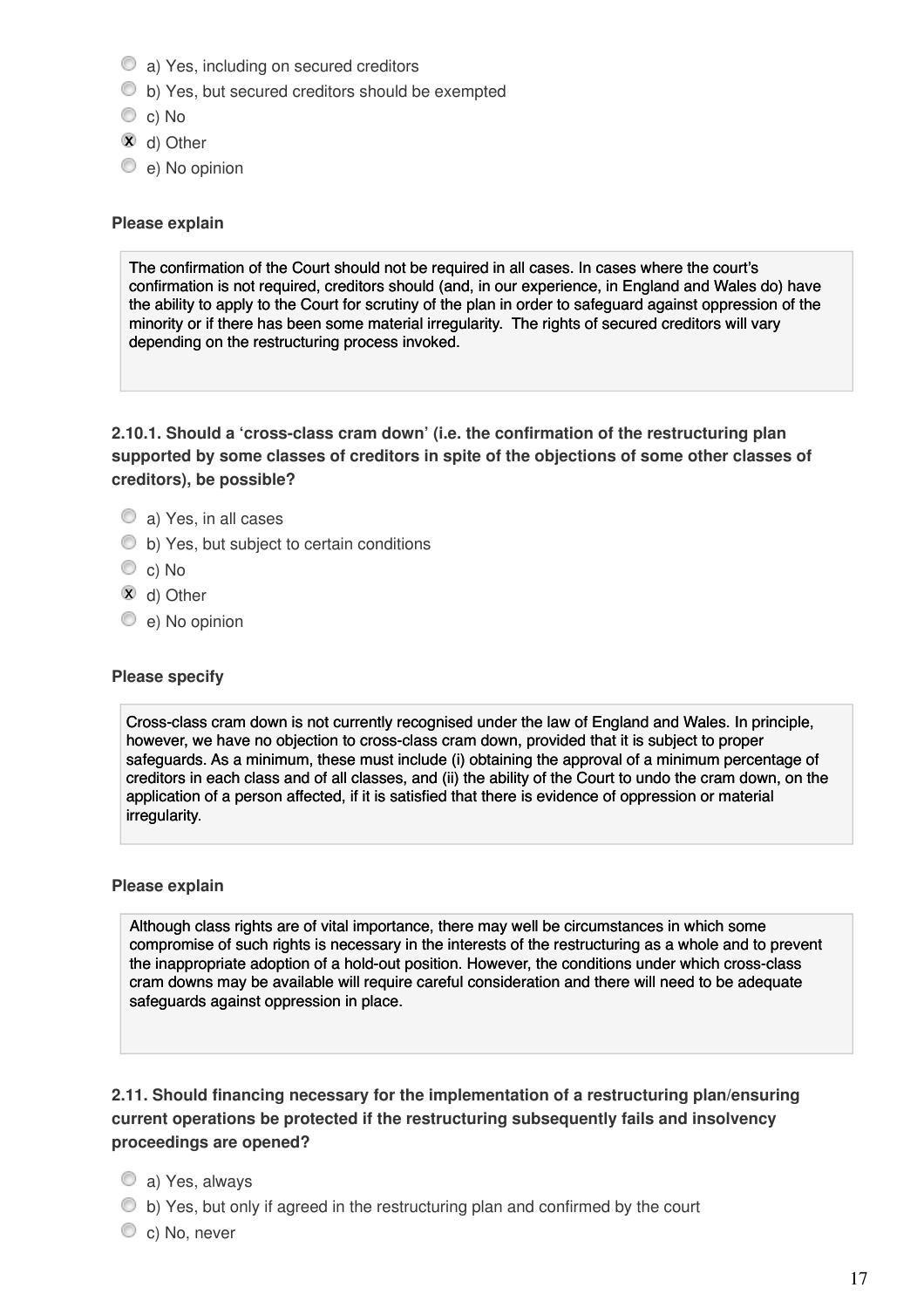- ○ a) Yes, including on secured creditors
- ○ b) Yes, but secured creditors should be exempted
- ○ c) No
- ☒ d) Other
- ○ e) No opinion

**Please explain**

> The confirmation of the Court should not be required in all cases. In cases where the court's confirmation is not required, creditors should (and, in our experience, in England and Wales do) have the ability to apply to the Court for scrutiny of the plan in order to safeguard against oppression of the minority or if there has been some material irregularity. The rights of secured creditors will vary depending on the restructuring process invoked.

**2.10.1. Should a 'cross-class cram down' (i.e. the confirmation of the restructuring plan supported by some classes of creditors in spite of the objections of some other classes of creditors), be possible?**

- ○ a) Yes, in all cases
- ○ b) Yes, but subject to certain conditions
- ○ c) No
- ☒ d) Other
- ○ e) No opinion

**Please specify**

> Cross-class cram down is not currently recognised under the law of England and Wales. In principle, however, we have no objection to cross-class cram down, provided that it is subject to proper safeguards. As a minimum, these must include (i) obtaining the approval of a minimum percentage of creditors in each class and of all classes, and (ii) the ability of the Court to undo the cram down, on the application of a person affected, if it is satisfied that there is evidence of oppression or material irregularity.

**Please explain**

> Although class rights are of vital importance, there may well be circumstances in which some compromise of such rights is necessary in the interests of the restructuring as a whole and to prevent the inappropriate adoption of a hold-out position. However, the conditions under which cross-class cram downs may be available will require careful consideration and there will need to be adequate safeguards against oppression in place.

**2.11. Should financing necessary for the implementation of a restructuring plan/ensuring current operations be protected if the restructuring subsequently fails and insolvency proceedings are opened?**

- ○ a) Yes, always
- ○ b) Yes, but only if agreed in the restructuring plan and confirmed by the court
- ○ c) No, never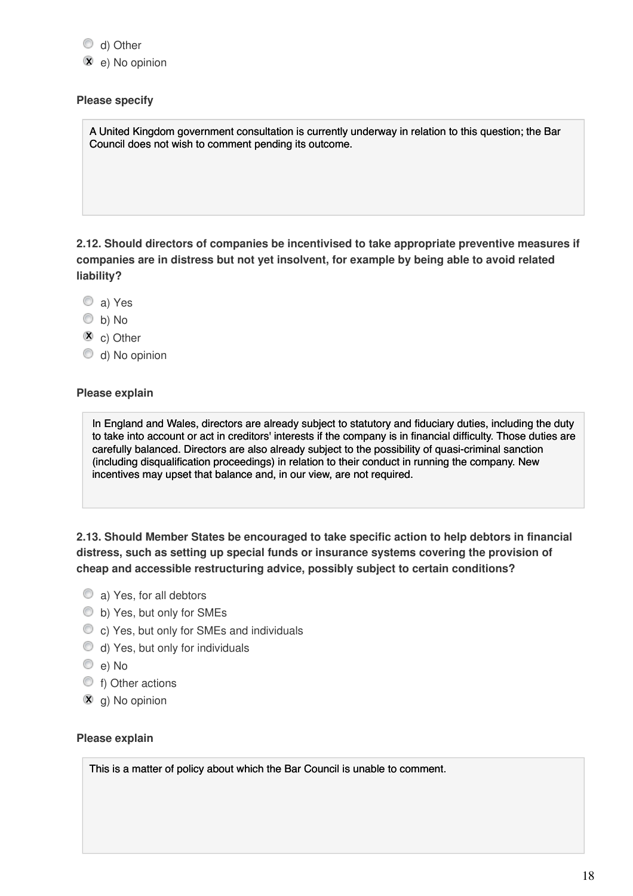- ○ d) Other
- ☒ e) No opinion

**Please specify**

A United Kingdom government consultation is currently underway in relation to this question; the Bar Council does not wish to comment pending its outcome.

**2.12. Should directors of companies be incentivised to take appropriate preventive measures if companies are in distress but not yet insolvent, for example by being able to avoid related liability?**

- ○ a) Yes
- ○ b) No
- ☒ c) Other
- ○ d) No opinion

**Please explain**

In England and Wales, directors are already subject to statutory and fiduciary duties, including the duty to take into account or act in creditors' interests if the company is in financial difficulty. Those duties are carefully balanced. Directors are also already subject to the possibility of quasi-criminal sanction (including disqualification proceedings) in relation to their conduct in running the company. New incentives may upset that balance and, in our view, are not required.

**2.13. Should Member States be encouraged to take specific action to help debtors in financial distress, such as setting up special funds or insurance systems covering the provision of cheap and accessible restructuring advice, possibly subject to certain conditions?**

- ○ a) Yes, for all debtors
- ○ b) Yes, but only for SMEs
- ○ c) Yes, but only for SMEs and individuals
- ○ d) Yes, but only for individuals
- ○ e) No
- ○ f) Other actions
- ☒ g) No opinion

**Please explain**

This is a matter of policy about which the Bar Council is unable to comment.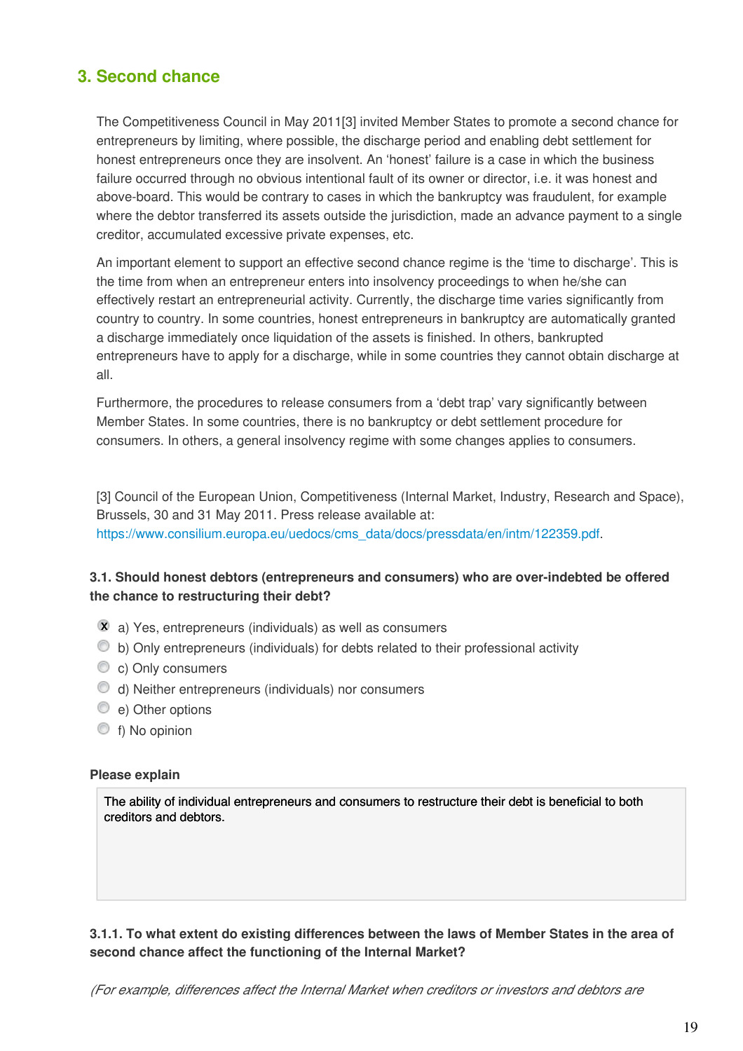## 3. Second chance

The Competitiveness Council in May 2011[3] invited Member States to promote a second chance for entrepreneurs by limiting, where possible, the discharge period and enabling debt settlement for honest entrepreneurs once they are insolvent. An 'honest' failure is a case in which the business failure occurred through no obvious intentional fault of its owner or director, i.e. it was honest and above-board. This would be contrary to cases in which the bankruptcy was fraudulent, for example where the debtor transferred its assets outside the jurisdiction, made an advance payment to a single creditor, accumulated excessive private expenses, etc.

An important element to support an effective second chance regime is the 'time to discharge'. This is the time from when an entrepreneur enters into insolvency proceedings to when he/she can effectively restart an entrepreneurial activity. Currently, the discharge time varies significantly from country to country. In some countries, honest entrepreneurs in bankruptcy are automatically granted a discharge immediately once liquidation of the assets is finished. In others, bankrupted entrepreneurs have to apply for a discharge, while in some countries they cannot obtain discharge at all.

Furthermore, the procedures to release consumers from a 'debt trap' vary significantly between Member States. In some countries, there is no bankruptcy or debt settlement procedure for consumers. In others, a general insolvency regime with some changes applies to consumers.

[3] Council of the European Union, Competitiveness (Internal Market, Industry, Research and Space), Brussels, 30 and 31 May 2011. Press release available at: https://www.consilium.europa.eu/uedocs/cms_data/docs/pressdata/en/intm/122359.pdf.

**3.1. Should honest debtors (entrepreneurs and consumers) who are over-indebted be offered the chance to restructuring their debt?**

- [x] a) Yes, entrepreneurs (individuals) as well as consumers
- [ ] b) Only entrepreneurs (individuals) for debts related to their professional activity
- [ ] c) Only consumers
- [ ] d) Neither entrepreneurs (individuals) nor consumers
- [ ] e) Other options
- [ ] f) No opinion

**Please explain**

The ability of individual entrepreneurs and consumers to restructure their debt is beneficial to both creditors and debtors.

**3.1.1. To what extent do existing differences between the laws of Member States in the area of second chance affect the functioning of the Internal Market?**

*(For example, differences affect the Internal Market when creditors or investors and debtors are*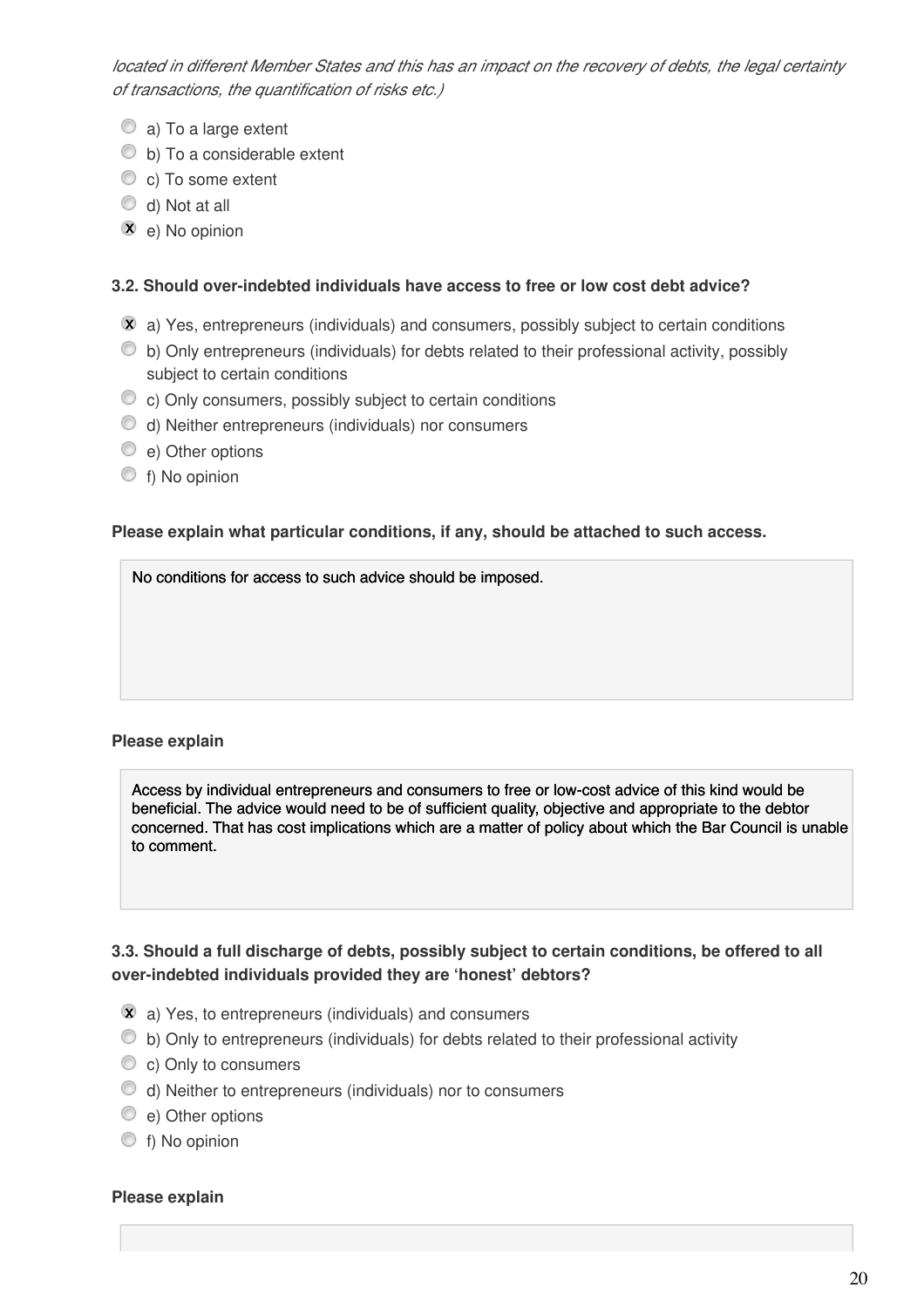*located in different Member States and this has an impact on the recovery of debts, the legal certainty of transactions, the quantification of risks etc.)*

- a) To a large extent
- b) To a considerable extent
- c) To some extent
- d) Not at all
- [x] e) No opinion

**3.2. Should over-indebted individuals have access to free or low cost debt advice?**

- [x] a) Yes, entrepreneurs (individuals) and consumers, possibly subject to certain conditions
- b) Only entrepreneurs (individuals) for debts related to their professional activity, possibly subject to certain conditions
- c) Only consumers, possibly subject to certain conditions
- d) Neither entrepreneurs (individuals) nor consumers
- e) Other options
- f) No opinion

**Please explain what particular conditions, if any, should be attached to such access.**

No conditions for access to such advice should be imposed.

**Please explain**

Access by individual entrepreneurs and consumers to free or low-cost advice of this kind would be beneficial. The advice would need to be of sufficient quality, objective and appropriate to the debtor concerned. That has cost implications which are a matter of policy about which the Bar Council is unable to comment.

**3.3. Should a full discharge of debts, possibly subject to certain conditions, be offered to all over-indebted individuals provided they are 'honest' debtors?**

- [x] a) Yes, to entrepreneurs (individuals) and consumers
- b) Only to entrepreneurs (individuals) for debts related to their professional activity
- c) Only to consumers
- d) Neither to entrepreneurs (individuals) nor to consumers
- e) Other options
- f) No opinion

**Please explain**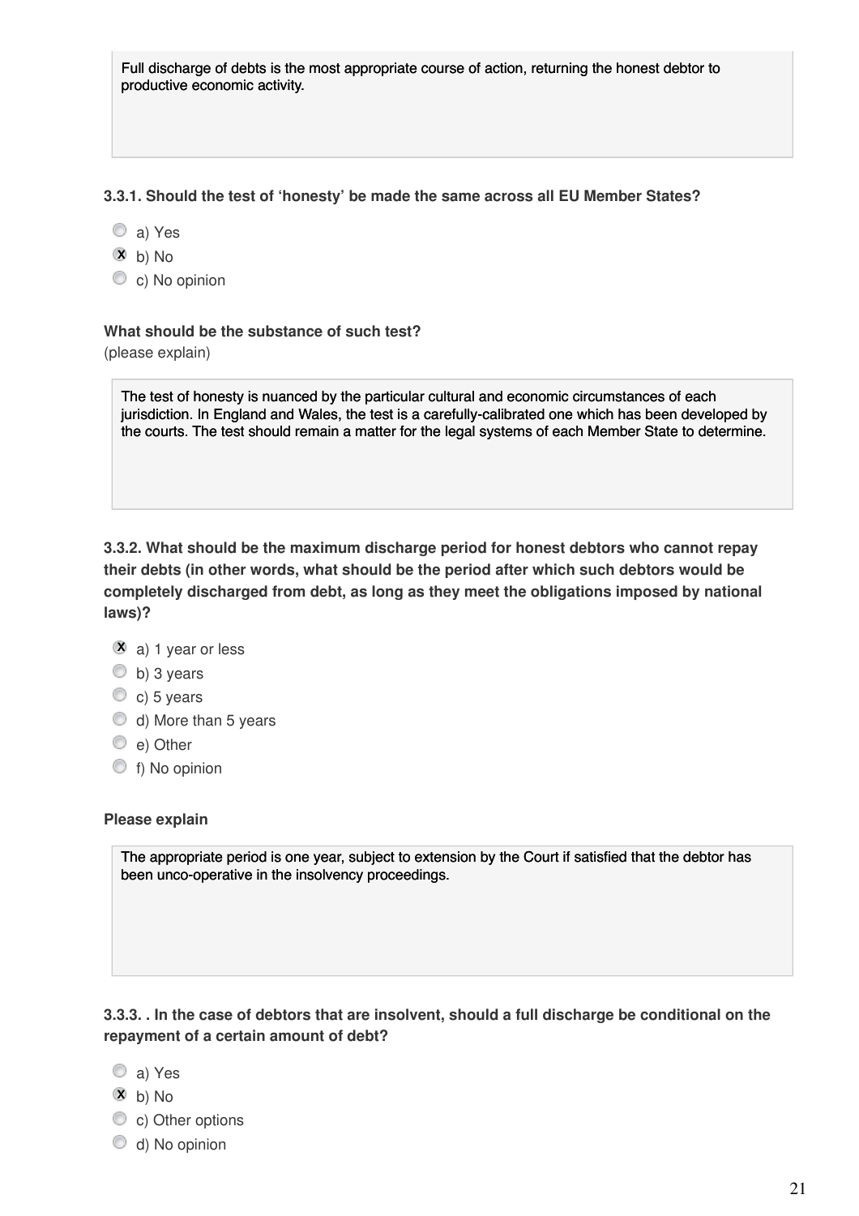Full discharge of debts is the most appropriate course of action, returning the honest debtor to productive economic activity.

**3.3.1. Should the test of 'honesty' be made the same across all EU Member States?**

- a) Yes
- [X] b) No
- c) No opinion

**What should be the substance of such test?**
(please explain)

The test of honesty is nuanced by the particular cultural and economic circumstances of each jurisdiction. In England and Wales, the test is a carefully-calibrated one which has been developed by the courts. The test should remain a matter for the legal systems of each Member State to determine.

**3.3.2. What should be the maximum discharge period for honest debtors who cannot repay their debts (in other words, what should be the period after which such debtors would be completely discharged from debt, as long as they meet the obligations imposed by national laws)?**

- [X] a) 1 year or less
- b) 3 years
- c) 5 years
- d) More than 5 years
- e) Other
- f) No opinion

**Please explain**

The appropriate period is one year, subject to extension by the Court if satisfied that the debtor has been unco-operative in the insolvency proceedings.

**3.3.3. . In the case of debtors that are insolvent, should a full discharge be conditional on the repayment of a certain amount of debt?**

- a) Yes
- [X] b) No
- c) Other options
- d) No opinion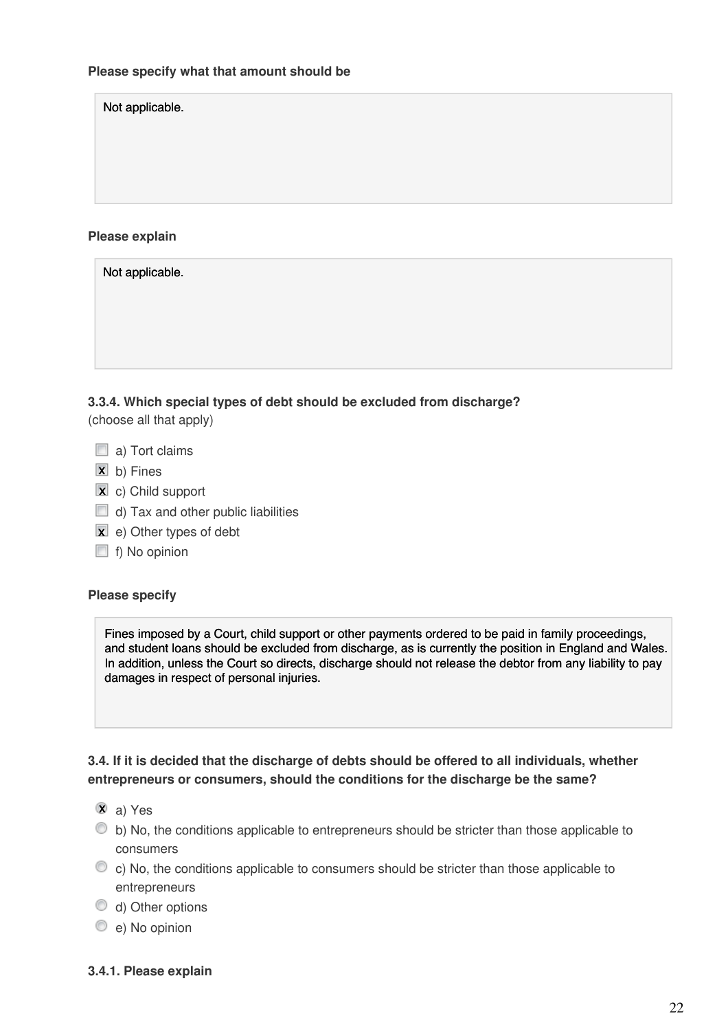**Please specify what that amount should be**

Not applicable.

**Please explain**

Not applicable.

**3.3.4. Which special types of debt should be excluded from discharge?**
(choose all that apply)

- [ ] a) Tort claims
- [x] b) Fines
- [x] c) Child support
- [ ] d) Tax and other public liabilities
- [x] e) Other types of debt
- [ ] f) No opinion

**Please specify**

Fines imposed by a Court, child support or other payments ordered to be paid in family proceedings, and student loans should be excluded from discharge, as is currently the position in England and Wales. In addition, unless the Court so directs, discharge should not release the debtor from any liability to pay damages in respect of personal injuries.

**3.4. If it is decided that the discharge of debts should be offered to all individuals, whether entrepreneurs or consumers, should the conditions for the discharge be the same?**

- (x) a) Yes
- ( ) b) No, the conditions applicable to entrepreneurs should be stricter than those applicable to consumers
- ( ) c) No, the conditions applicable to consumers should be stricter than those applicable to entrepreneurs
- ( ) d) Other options
- ( ) e) No opinion

**3.4.1. Please explain**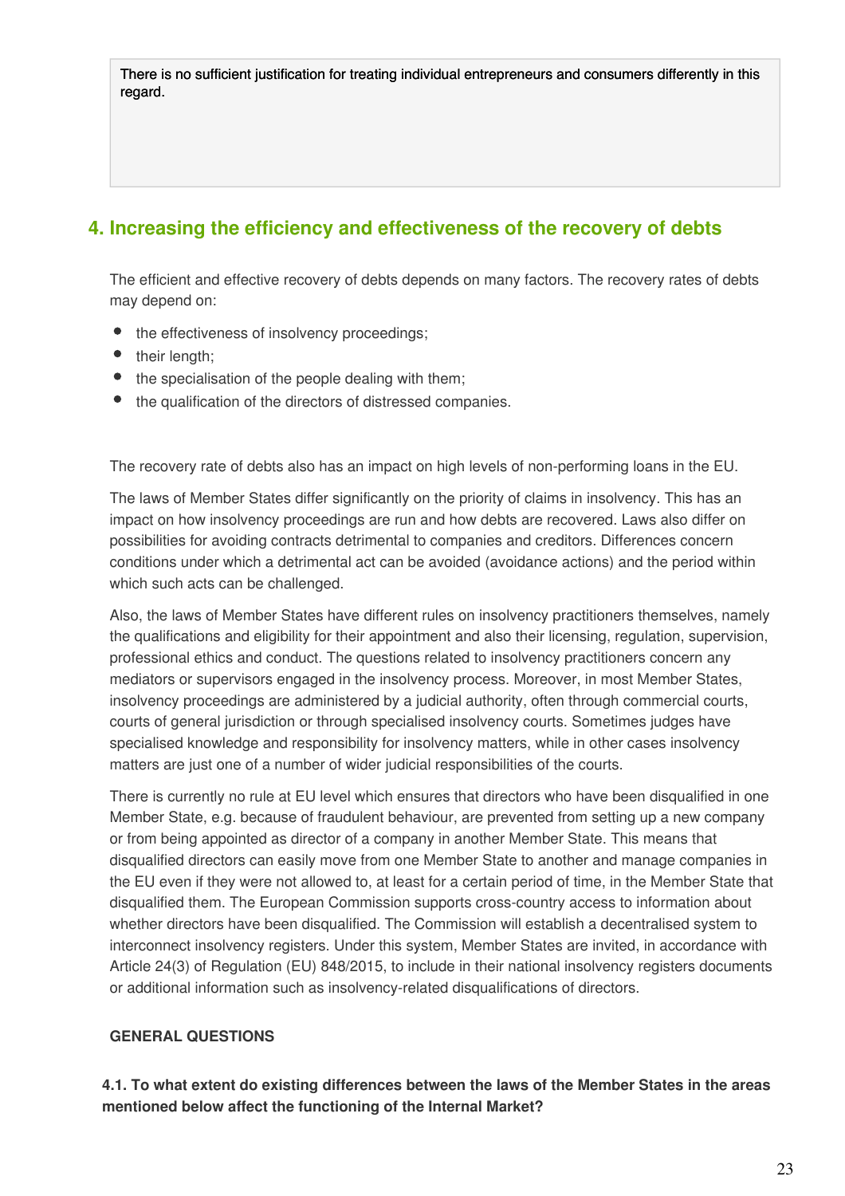There is no sufficient justification for treating individual entrepreneurs and consumers differently in this regard.

## 4. Increasing the efficiency and effectiveness of the recovery of debts

The efficient and effective recovery of debts depends on many factors. The recovery rates of debts may depend on:

- the effectiveness of insolvency proceedings;
- their length;
- the specialisation of the people dealing with them;
- the qualification of the directors of distressed companies.

The recovery rate of debts also has an impact on high levels of non-performing loans in the EU.

The laws of Member States differ significantly on the priority of claims in insolvency. This has an impact on how insolvency proceedings are run and how debts are recovered. Laws also differ on possibilities for avoiding contracts detrimental to companies and creditors. Differences concern conditions under which a detrimental act can be avoided (avoidance actions) and the period within which such acts can be challenged.

Also, the laws of Member States have different rules on insolvency practitioners themselves, namely the qualifications and eligibility for their appointment and also their licensing, regulation, supervision, professional ethics and conduct. The questions related to insolvency practitioners concern any mediators or supervisors engaged in the insolvency process. Moreover, in most Member States, insolvency proceedings are administered by a judicial authority, often through commercial courts, courts of general jurisdiction or through specialised insolvency courts. Sometimes judges have specialised knowledge and responsibility for insolvency matters, while in other cases insolvency matters are just one of a number of wider judicial responsibilities of the courts.

There is currently no rule at EU level which ensures that directors who have been disqualified in one Member State, e.g. because of fraudulent behaviour, are prevented from setting up a new company or from being appointed as director of a company in another Member State. This means that disqualified directors can easily move from one Member State to another and manage companies in the EU even if they were not allowed to, at least for a certain period of time, in the Member State that disqualified them. The European Commission supports cross-country access to information about whether directors have been disqualified. The Commission will establish a decentralised system to interconnect insolvency registers. Under this system, Member States are invited, in accordance with Article 24(3) of Regulation (EU) 848/2015, to include in their national insolvency registers documents or additional information such as insolvency-related disqualifications of directors.

**GENERAL QUESTIONS**

**4.1. To what extent do existing differences between the laws of the Member States in the areas mentioned below affect the functioning of the Internal Market?**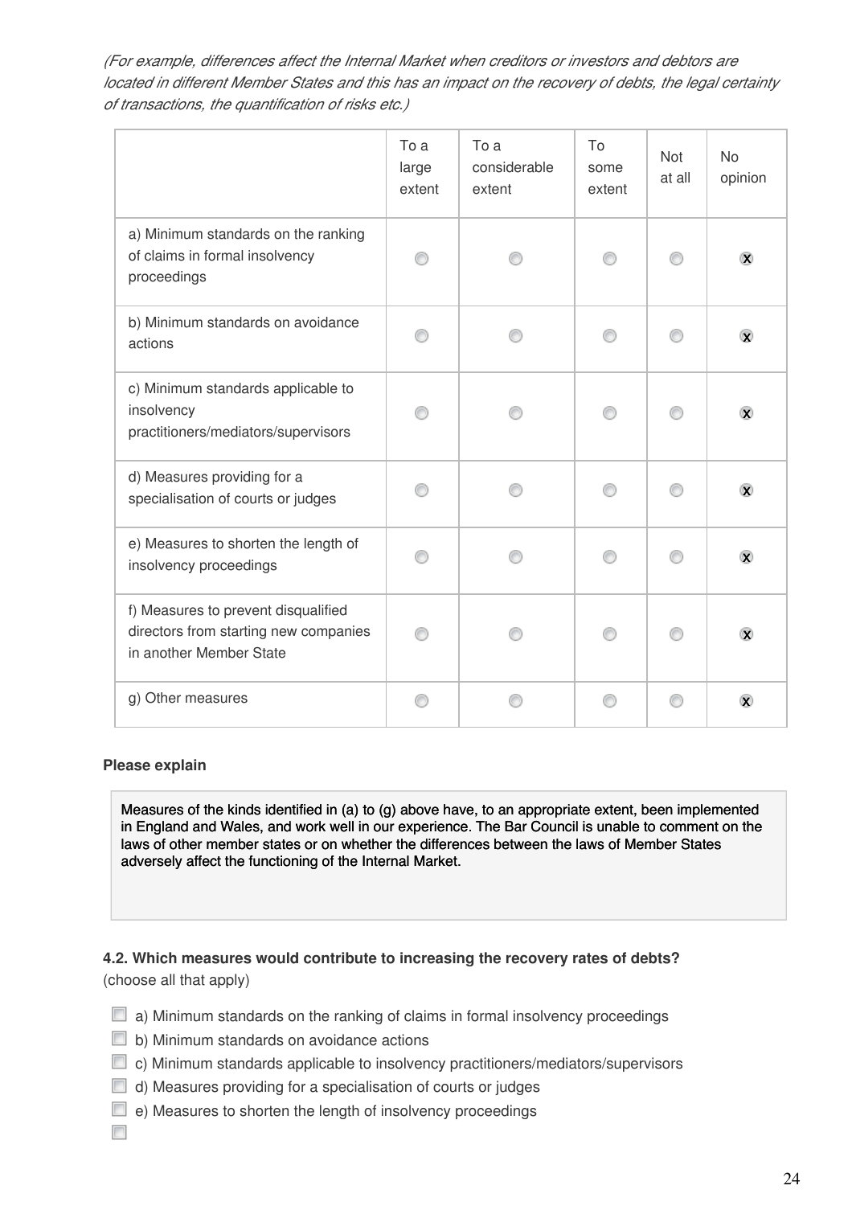*(For example, differences affect the Internal Market when creditors or investors and debtors are located in different Member States and this has an impact on the recovery of debts, the legal certainty of transactions, the quantification of risks etc.)*

| | To a large extent | To a considerable extent | To some extent | Not at all | No opinion |
|---|---|---|---|---|---|
| a) Minimum standards on the ranking of claims in formal insolvency proceedings | | | | | X |
| b) Minimum standards on avoidance actions | | | | | X |
| c) Minimum standards applicable to insolvency practitioners/mediators/supervisors | | | | | X |
| d) Measures providing for a specialisation of courts or judges | | | | | X |
| e) Measures to shorten the length of insolvency proceedings | | | | | X |
| f) Measures to prevent disqualified directors from starting new companies in another Member State | | | | | X |
| g) Other measures | | | | | X |

**Please explain**

Measures of the kinds identified in (a) to (g) above have, to an appropriate extent, been implemented in England and Wales, and work well in our experience. The Bar Council is unable to comment on the laws of other member states or on whether the differences between the laws of Member States adversely affect the functioning of the Internal Market.

**4.2. Which measures would contribute to increasing the recovery rates of debts?**
(choose all that apply)

- [ ] a) Minimum standards on the ranking of claims in formal insolvency proceedings
- [ ] b) Minimum standards on avoidance actions
- [ ] c) Minimum standards applicable to insolvency practitioners/mediators/supervisors
- [ ] d) Measures providing for a specialisation of courts or judges
- [ ] e) Measures to shorten the length of insolvency proceedings
- [ ]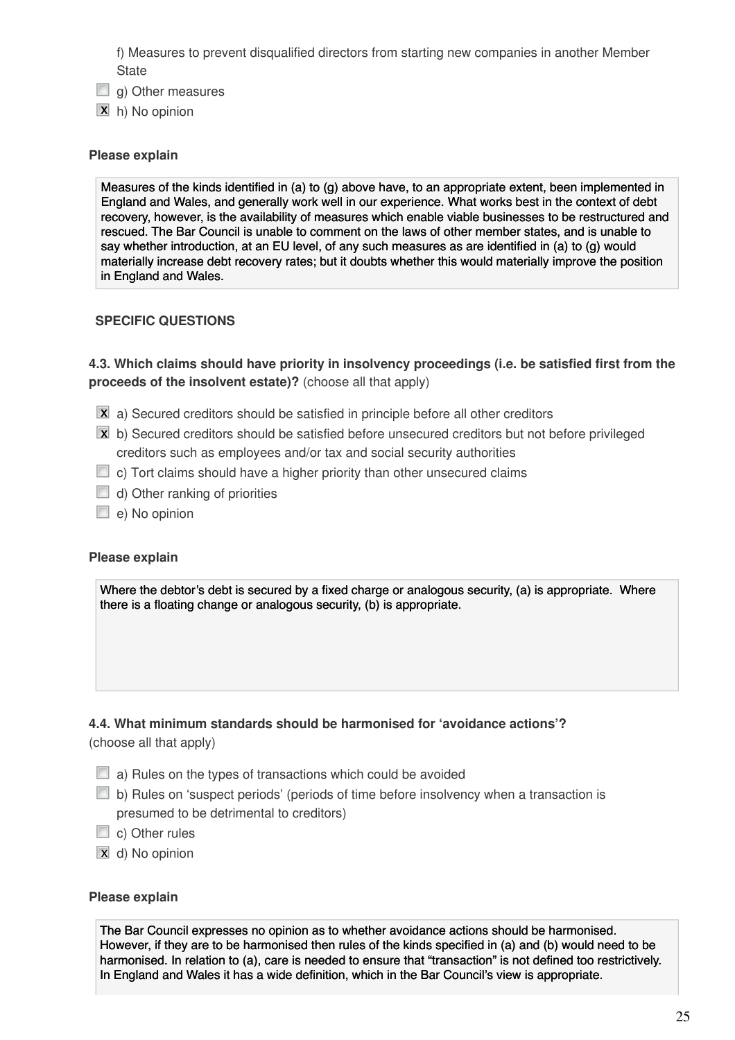f) Measures to prevent disqualified directors from starting new companies in another Member State

- [ ] g) Other measures
- [x] h) No opinion

**Please explain**

Measures of the kinds identified in (a) to (g) above have, to an appropriate extent, been implemented in England and Wales, and generally work well in our experience. What works best in the context of debt recovery, however, is the availability of measures which enable viable businesses to be restructured and rescued. The Bar Council is unable to comment on the laws of other member states, and is unable to say whether introduction, at an EU level, of any such measures as are identified in (a) to (g) would materially increase debt recovery rates; but it doubts whether this would materially improve the position in England and Wales.

**SPECIFIC QUESTIONS**

**4.3. Which claims should have priority in insolvency proceedings (i.e. be satisfied first from the proceeds of the insolvent estate)?** (choose all that apply)

- [x] a) Secured creditors should be satisfied in principle before all other creditors
- [x] b) Secured creditors should be satisfied before unsecured creditors but not before privileged creditors such as employees and/or tax and social security authorities
- [ ] c) Tort claims should have a higher priority than other unsecured claims
- [ ] d) Other ranking of priorities
- [ ] e) No opinion

**Please explain**

Where the debtor's debt is secured by a fixed charge or analogous security, (a) is appropriate. Where there is a floating change or analogous security, (b) is appropriate.

**4.4. What minimum standards should be harmonised for 'avoidance actions'?**
(choose all that apply)

- [ ] a) Rules on the types of transactions which could be avoided
- [ ] b) Rules on 'suspect periods' (periods of time before insolvency when a transaction is presumed to be detrimental to creditors)
- [ ] c) Other rules
- [x] d) No opinion

**Please explain**

The Bar Council expresses no opinion as to whether avoidance actions should be harmonised. However, if they are to be harmonised then rules of the kinds specified in (a) and (b) would need to be harmonised. In relation to (a), care is needed to ensure that "transaction" is not defined too restrictively. In England and Wales it has a wide definition, which in the Bar Council's view is appropriate.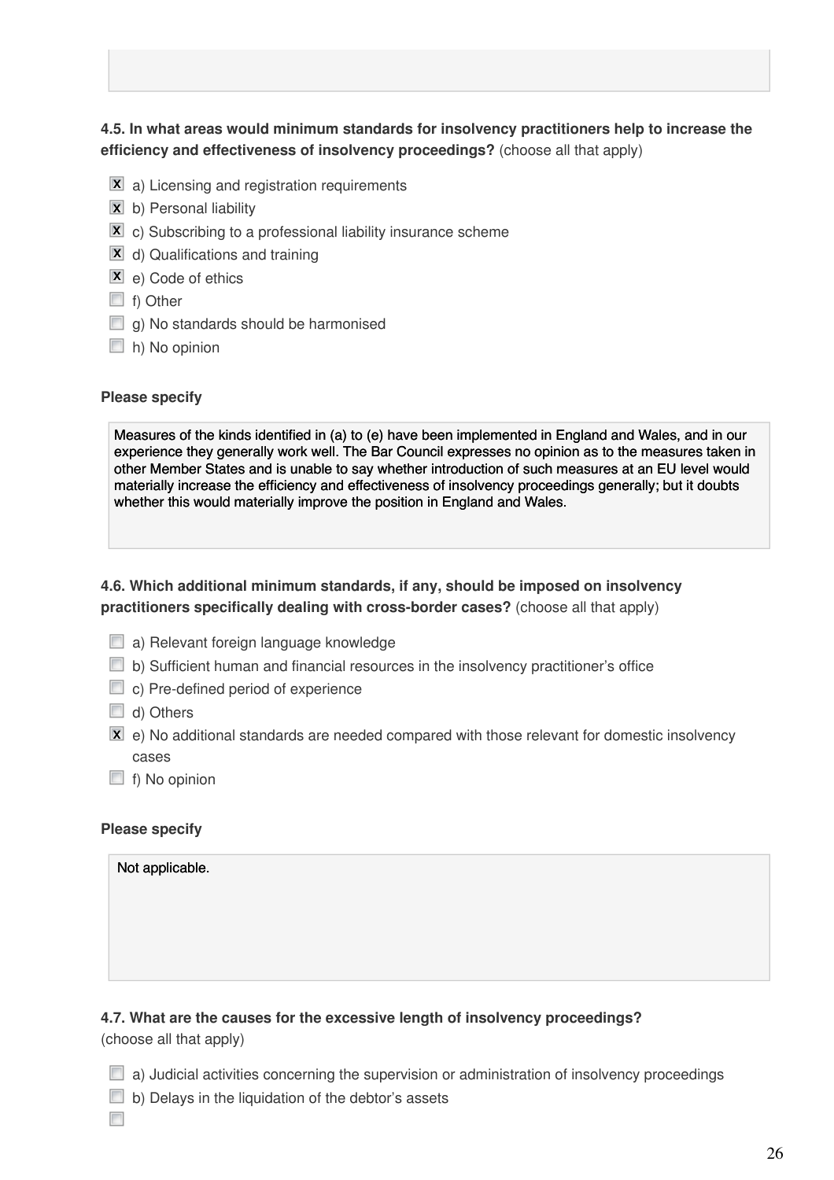**4.5. In what areas would minimum standards for insolvency practitioners help to increase the efficiency and effectiveness of insolvency proceedings?** (choose all that apply)

- [x] a) Licensing and registration requirements
- [x] b) Personal liability
- [x] c) Subscribing to a professional liability insurance scheme
- [x] d) Qualifications and training
- [x] e) Code of ethics
- [ ] f) Other
- [ ] g) No standards should be harmonised
- [ ] h) No opinion

**Please specify**

Measures of the kinds identified in (a) to (e) have been implemented in England and Wales, and in our experience they generally work well. The Bar Council expresses no opinion as to the measures taken in other Member States and is unable to say whether introduction of such measures at an EU level would materially increase the efficiency and effectiveness of insolvency proceedings generally; but it doubts whether this would materially improve the position in England and Wales.

**4.6. Which additional minimum standards, if any, should be imposed on insolvency practitioners specifically dealing with cross-border cases?** (choose all that apply)

- [ ] a) Relevant foreign language knowledge
- [ ] b) Sufficient human and financial resources in the insolvency practitioner's office
- [ ] c) Pre-defined period of experience
- [ ] d) Others
- [x] e) No additional standards are needed compared with those relevant for domestic insolvency cases
- [ ] f) No opinion

**Please specify**

Not applicable.

**4.7. What are the causes for the excessive length of insolvency proceedings?** (choose all that apply)

- [ ] a) Judicial activities concerning the supervision or administration of insolvency proceedings
- [ ] b) Delays in the liquidation of the debtor's assets
- [ ]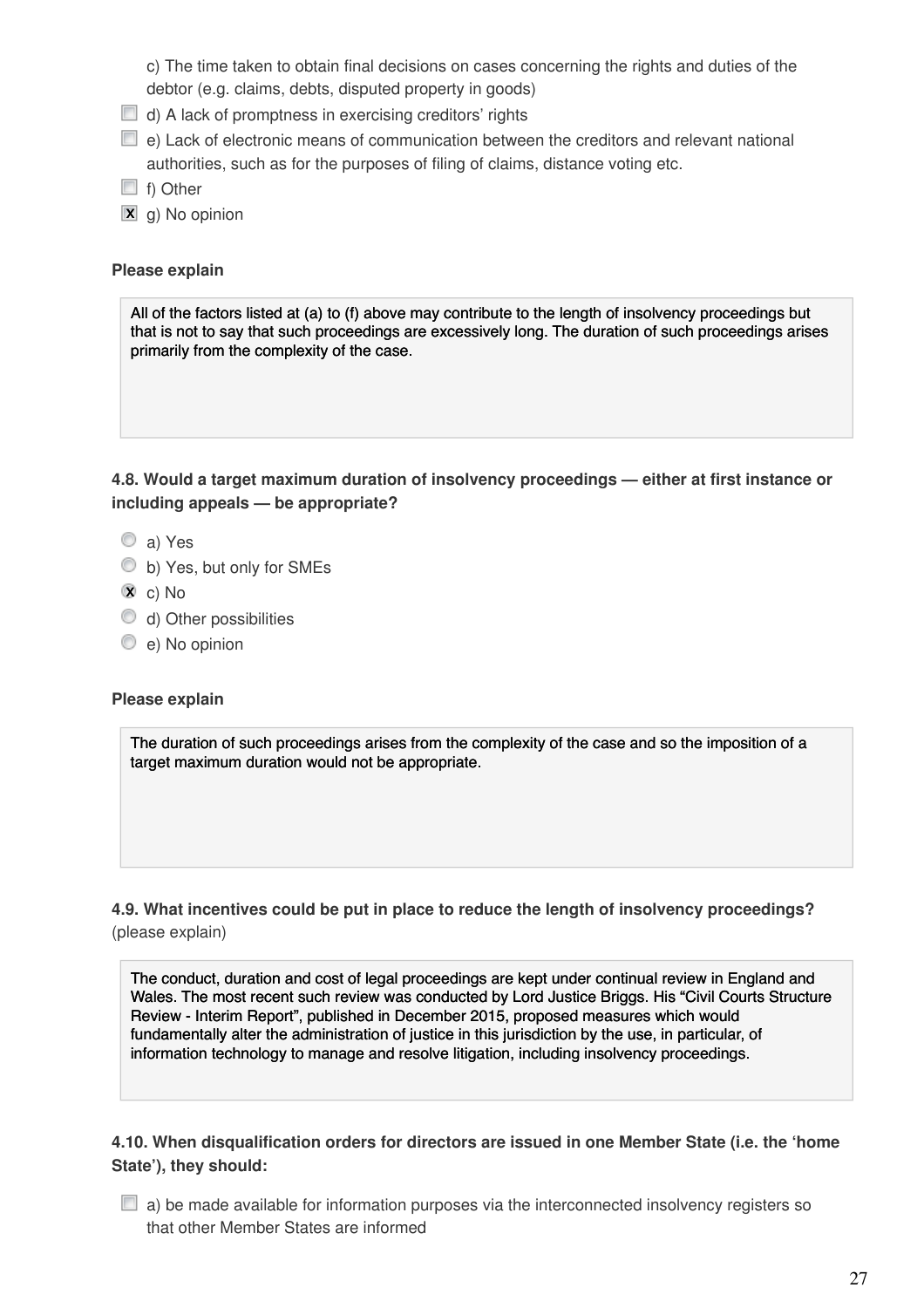c) The time taken to obtain final decisions on cases concerning the rights and duties of the debtor (e.g. claims, debts, disputed property in goods)

- [ ] d) A lack of promptness in exercising creditors' rights
- [ ] e) Lack of electronic means of communication between the creditors and relevant national authorities, such as for the purposes of filing of claims, distance voting etc.
- [ ] f) Other
- [x] g) No opinion

**Please explain**

All of the factors listed at (a) to (f) above may contribute to the length of insolvency proceedings but that is not to say that such proceedings are excessively long. The duration of such proceedings arises primarily from the complexity of the case.

**4.8. Would a target maximum duration of insolvency proceedings — either at first instance or including appeals — be appropriate?**

- ( ) a) Yes
- ( ) b) Yes, but only for SMEs
- (x) c) No
- ( ) d) Other possibilities
- ( ) e) No opinion

**Please explain**

The duration of such proceedings arises from the complexity of the case and so the imposition of a target maximum duration would not be appropriate.

**4.9. What incentives could be put in place to reduce the length of insolvency proceedings?** (please explain)

The conduct, duration and cost of legal proceedings are kept under continual review in England and Wales. The most recent such review was conducted by Lord Justice Briggs. His "Civil Courts Structure Review - Interim Report", published in December 2015, proposed measures which would fundamentally alter the administration of justice in this jurisdiction by the use, in particular, of information technology to manage and resolve litigation, including insolvency proceedings.

**4.10. When disqualification orders for directors are issued in one Member State (i.e. the 'home State'), they should:**

- [ ] a) be made available for information purposes via the interconnected insolvency registers so that other Member States are informed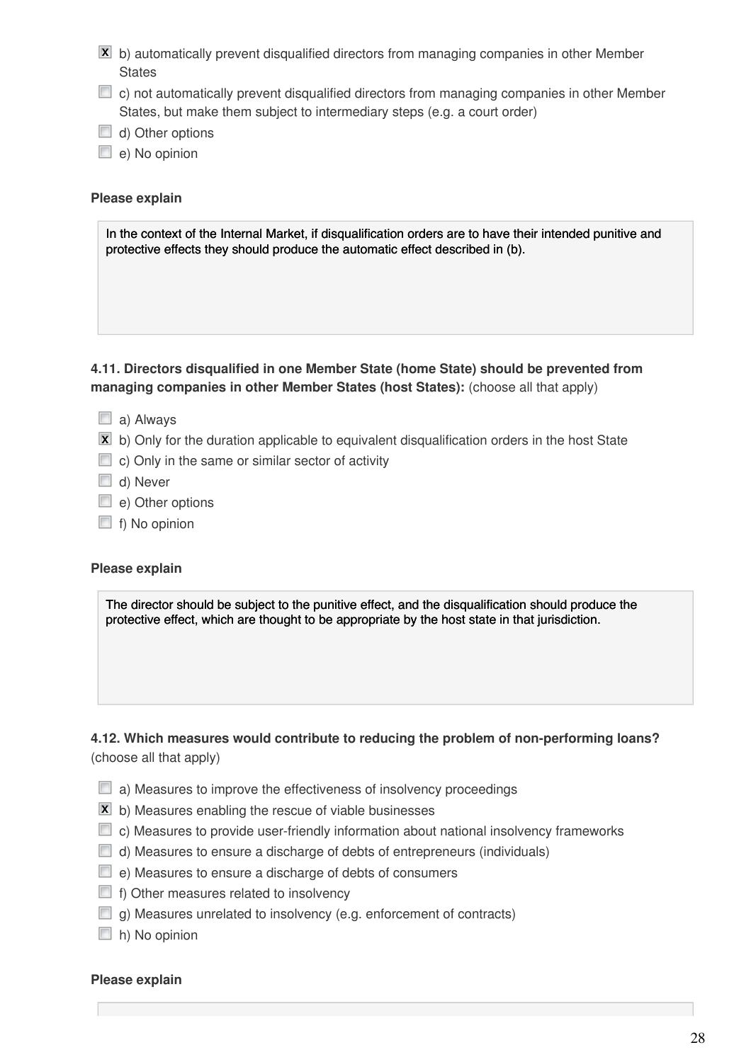- [x] b) automatically prevent disqualified directors from managing companies in other Member States
- [ ] c) not automatically prevent disqualified directors from managing companies in other Member States, but make them subject to intermediary steps (e.g. a court order)
- [ ] d) Other options
- [ ] e) No opinion

**Please explain**

> In the context of the Internal Market, if disqualification orders are to have their intended punitive and protective effects they should produce the automatic effect described in (b).

**4.11. Directors disqualified in one Member State (home State) should be prevented from managing companies in other Member States (host States):** (choose all that apply)

- [ ] a) Always
- [x] b) Only for the duration applicable to equivalent disqualification orders in the host State
- [ ] c) Only in the same or similar sector of activity
- [ ] d) Never
- [ ] e) Other options
- [ ] f) No opinion

**Please explain**

> The director should be subject to the punitive effect, and the disqualification should produce the protective effect, which are thought to be appropriate by the host state in that jurisdiction.

**4.12. Which measures would contribute to reducing the problem of non-performing loans?** (choose all that apply)

- [ ] a) Measures to improve the effectiveness of insolvency proceedings
- [x] b) Measures enabling the rescue of viable businesses
- [ ] c) Measures to provide user-friendly information about national insolvency frameworks
- [ ] d) Measures to ensure a discharge of debts of entrepreneurs (individuals)
- [ ] e) Measures to ensure a discharge of debts of consumers
- [ ] f) Other measures related to insolvency
- [ ] g) Measures unrelated to insolvency (e.g. enforcement of contracts)
- [ ] h) No opinion

**Please explain**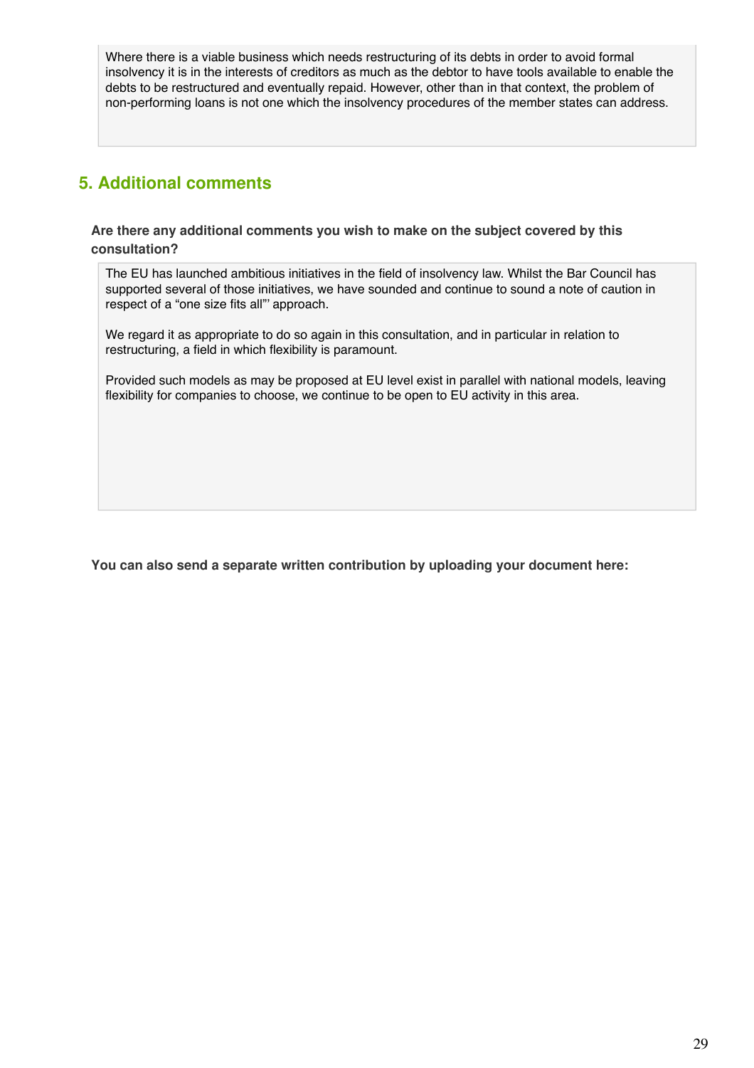Where there is a viable business which needs restructuring of its debts in order to avoid formal insolvency it is in the interests of creditors as much as the debtor to have tools available to enable the debts to be restructured and eventually repaid. However, other than in that context, the problem of non-performing loans is not one which the insolvency procedures of the member states can address.

## 5. Additional comments

**Are there any additional comments you wish to make on the subject covered by this consultation?**

The EU has launched ambitious initiatives in the field of insolvency law. Whilst the Bar Council has supported several of those initiatives, we have sounded and continue to sound a note of caution in respect of a "one size fits all"' approach.

We regard it as appropriate to do so again in this consultation, and in particular in relation to restructuring, a field in which flexibility is paramount.

Provided such models as may be proposed at EU level exist in parallel with national models, leaving flexibility for companies to choose, we continue to be open to EU activity in this area.

**You can also send a separate written contribution by uploading your document here:**